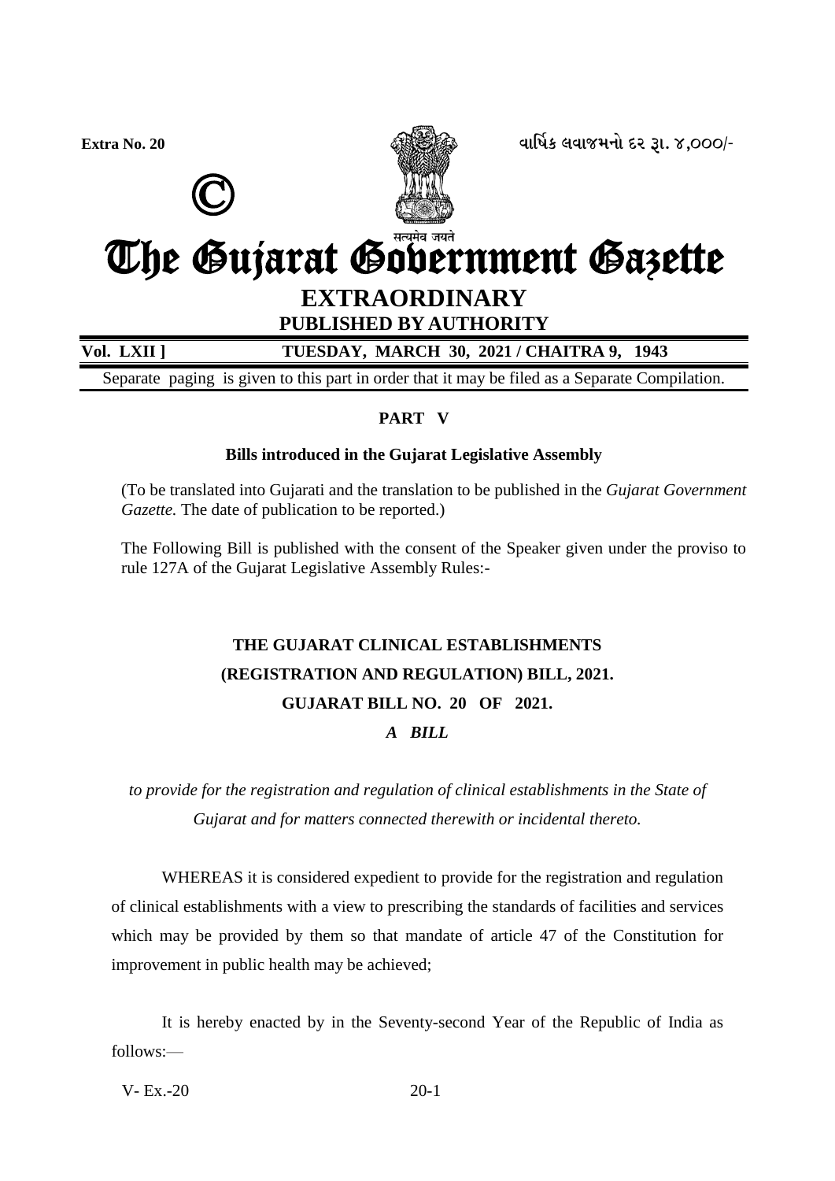Extra No. 20

વાર્ષિક લવાજમનો દર રૂા. ૪,૦૦૦/-

©

# The Gujarat Government Gazette

## EXTRAORDINARY

**PUBLISHED BY AUTHORITY**

**Vol. LXII ] TUESDAY, MARCH 30, 2021 / CHAITRA 9, 1943**

Separate paging is given to this part in order that it may be filed as a Separate Compilation.

**PART V**

**Bills introduced in the Gujarat Legislative Assembly**

(To be translated into Gujarati and the translation to be published in the *Gujarat Government Gazette.* The date of publication to be reported.)

The Following Bill is published with the consent of the Speaker given under the proviso to rule 127A of the Gujarat Legislative Assembly Rules:-

**THE GUJARAT CLINICAL ESTABLISHMENTS**

**(REGISTRATION AND REGULATION) BILL, 2021.**

**GUJARAT BILL NO. 20 OF 2021.**

***A BILL***

*to provide for the registration and regulation of clinical establishments in the State of Gujarat and for matters connected therewith or incidental thereto.*

WHEREAS it is considered expedient to provide for the registration and regulation of clinical establishments with a view to prescribing the standards of facilities and services which may be provided by them so that mandate of article 47 of the Constitution for improvement in public health may be achieved;

It is hereby enacted by in the Seventy-second Year of the Republic of India as follows:—

V- Ex.-20 20-1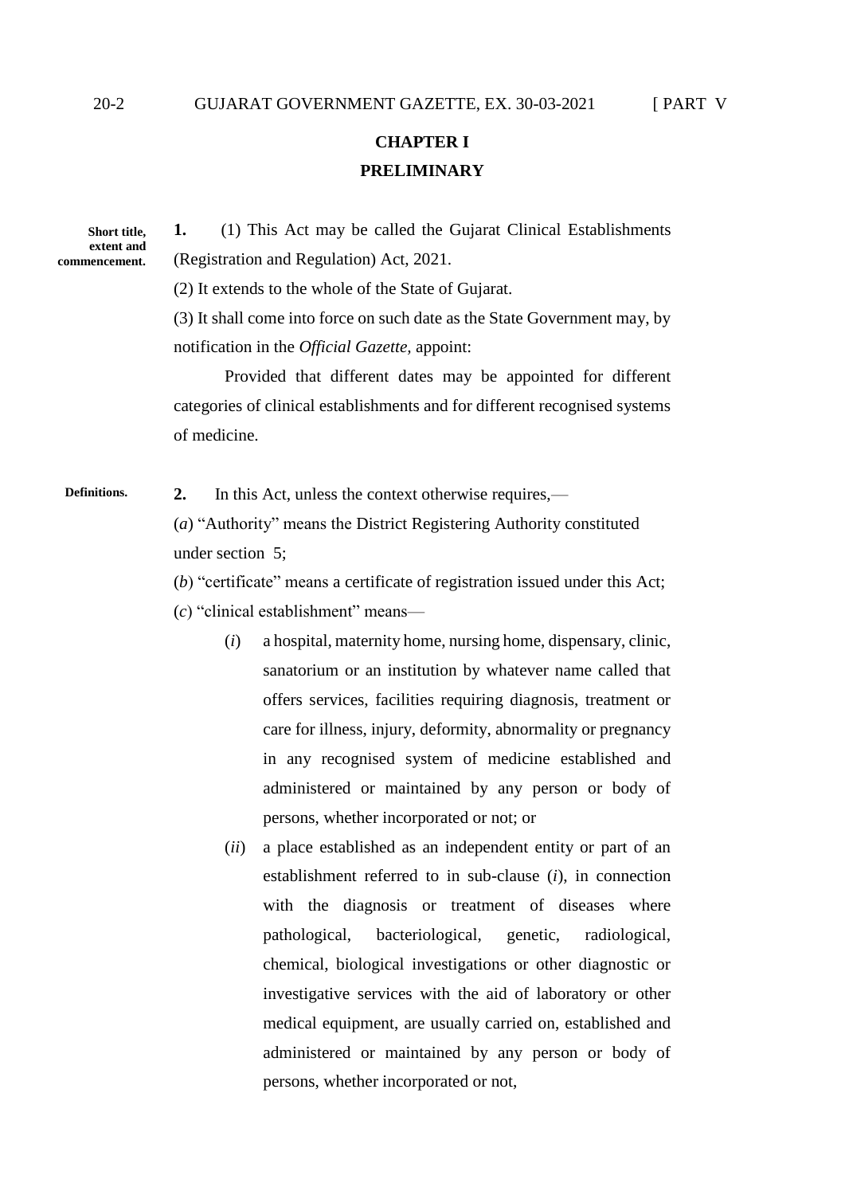## CHAPTER I

## PRELIMINARY

**Short title, extent and commencement.**

**1.** (1) This Act may be called the Gujarat Clinical Establishments (Registration and Regulation) Act, 2021.

(2) It extends to the whole of the State of Gujarat.

(3) It shall come into force on such date as the State Government may, by notification in the *Official Gazette,* appoint:

Provided that different dates may be appointed for different categories of clinical establishments and for different recognised systems of medicine.

**Definitions.**

**2.** In this Act, unless the context otherwise requires,—

(*a*) "Authority" means the District Registering Authority constituted under section 5;

(*b*) "certificate" means a certificate of registration issued under this Act;

(*c*) "clinical establishment" means—

(*i*) a hospital, maternity home, nursing home, dispensary, clinic, sanatorium or an institution by whatever name called that offers services, facilities requiring diagnosis, treatment or care for illness, injury, deformity, abnormality or pregnancy in any recognised system of medicine established and administered or maintained by any person or body of persons, whether incorporated or not; or

(*ii*) a place established as an independent entity or part of an establishment referred to in sub-clause (*i*), in connection with the diagnosis or treatment of diseases where pathological, bacteriological, genetic, radiological, chemical, biological investigations or other diagnostic or investigative services with the aid of laboratory or other medical equipment, are usually carried on, established and administered or maintained by any person or body of persons, whether incorporated or not,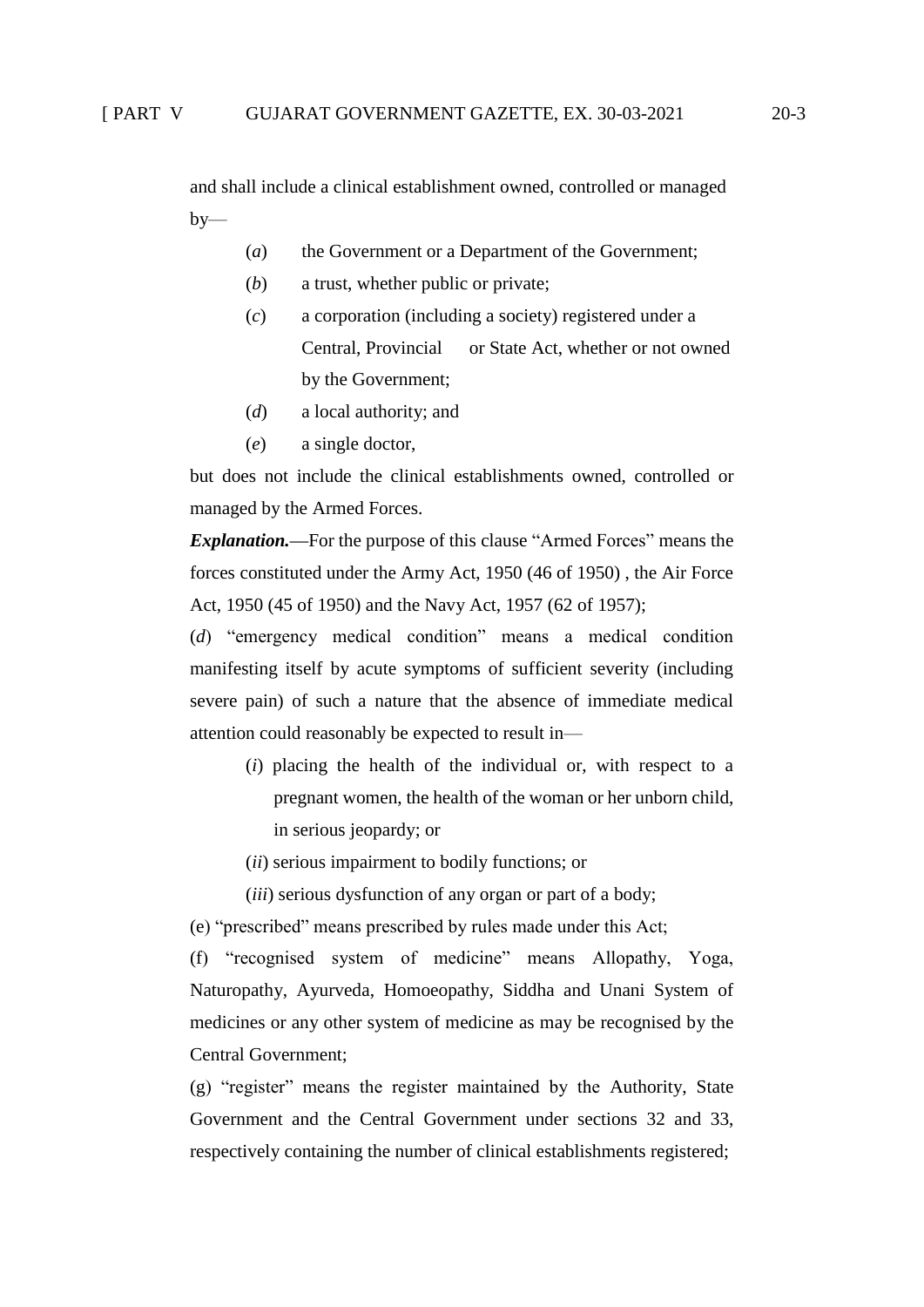and shall include a clinical establishment owned, controlled or managed by—

(*a*) the Government or a Department of the Government;

(*b*) a trust, whether public or private;

(*c*) a corporation (including a society) registered under a Central, Provincial or State Act, whether or not owned by the Government;

(*d*) a local authority; and

(*e*) a single doctor,

but does not include the clinical establishments owned, controlled or managed by the Armed Forces.

***Explanation.***—For the purpose of this clause "Armed Forces" means the forces constituted under the Army Act, 1950 (46 of 1950) , the Air Force Act, 1950 (45 of 1950) and the Navy Act, 1957 (62 of 1957);

(*d*) "emergency medical condition" means a medical condition manifesting itself by acute symptoms of sufficient severity (including severe pain) of such a nature that the absence of immediate medical attention could reasonably be expected to result in—

(*i*) placing the health of the individual or, with respect to a pregnant women, the health of the woman or her unborn child, in serious jeopardy; or

(*ii*) serious impairment to bodily functions; or

(*iii*) serious dysfunction of any organ or part of a body;

(e) "prescribed" means prescribed by rules made under this Act;

(f) "recognised system of medicine" means Allopathy, Yoga, Naturopathy, Ayurveda, Homoeopathy, Siddha and Unani System of medicines or any other system of medicine as may be recognised by the Central Government;

(g) "register" means the register maintained by the Authority, State Government and the Central Government under sections 32 and 33, respectively containing the number of clinical establishments registered;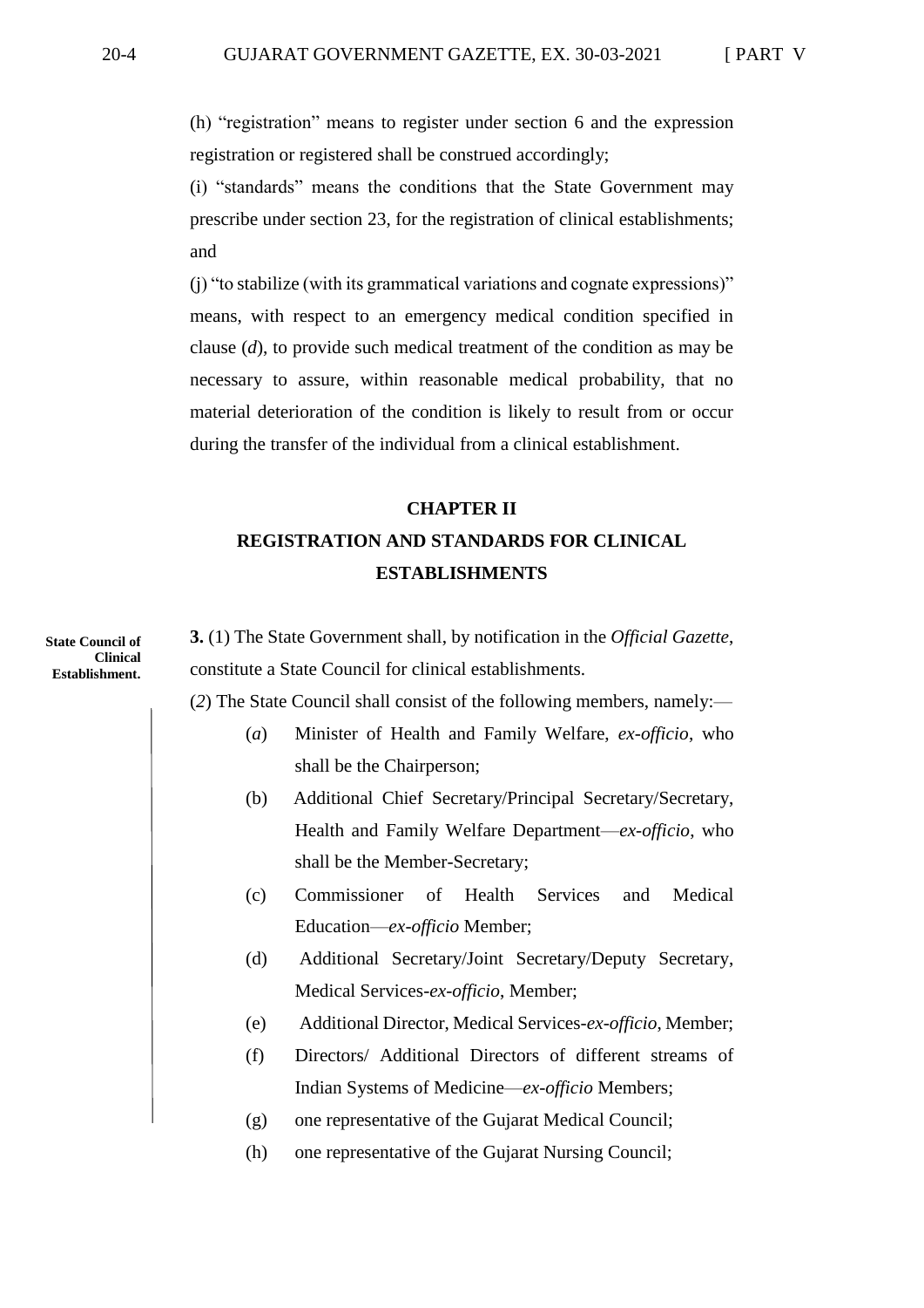(h) "registration" means to register under section 6 and the expression registration or registered shall be construed accordingly;

(i) "standards" means the conditions that the State Government may prescribe under section 23, for the registration of clinical establishments; and

(j) "to stabilize (with its grammatical variations and cognate expressions)" means, with respect to an emergency medical condition specified in clause (*d*), to provide such medical treatment of the condition as may be necessary to assure, within reasonable medical probability, that no material deterioration of the condition is likely to result from or occur during the transfer of the individual from a clinical establishment.

## CHAPTER II

## REGISTRATION AND STANDARDS FOR CLINICAL ESTABLISHMENTS

**State Council of Clinical Establishment.**

**3.** (1) The State Government shall, by notification in the *Official Gazette*, constitute a State Council for clinical establishments.

(*2*) The State Council shall consist of the following members, namely:—

(*a*) Minister of Health and Family Welfare, *ex-officio*, who shall be the Chairperson;

(b) Additional Chief Secretary/Principal Secretary/Secretary, Health and Family Welfare Department—*ex-officio*, who shall be the Member-Secretary;

(c) Commissioner of Health Services and Medical Education—*ex-officio* Member;

(d) Additional Secretary/Joint Secretary/Deputy Secretary, Medical Services-*ex-officio*, Member;

(e) Additional Director, Medical Services-*ex-officio*, Member;

(f) Directors/ Additional Directors of different streams of Indian Systems of Medicine—*ex-officio* Members;

(g) one representative of the Gujarat Medical Council;

(h) one representative of the Gujarat Nursing Council;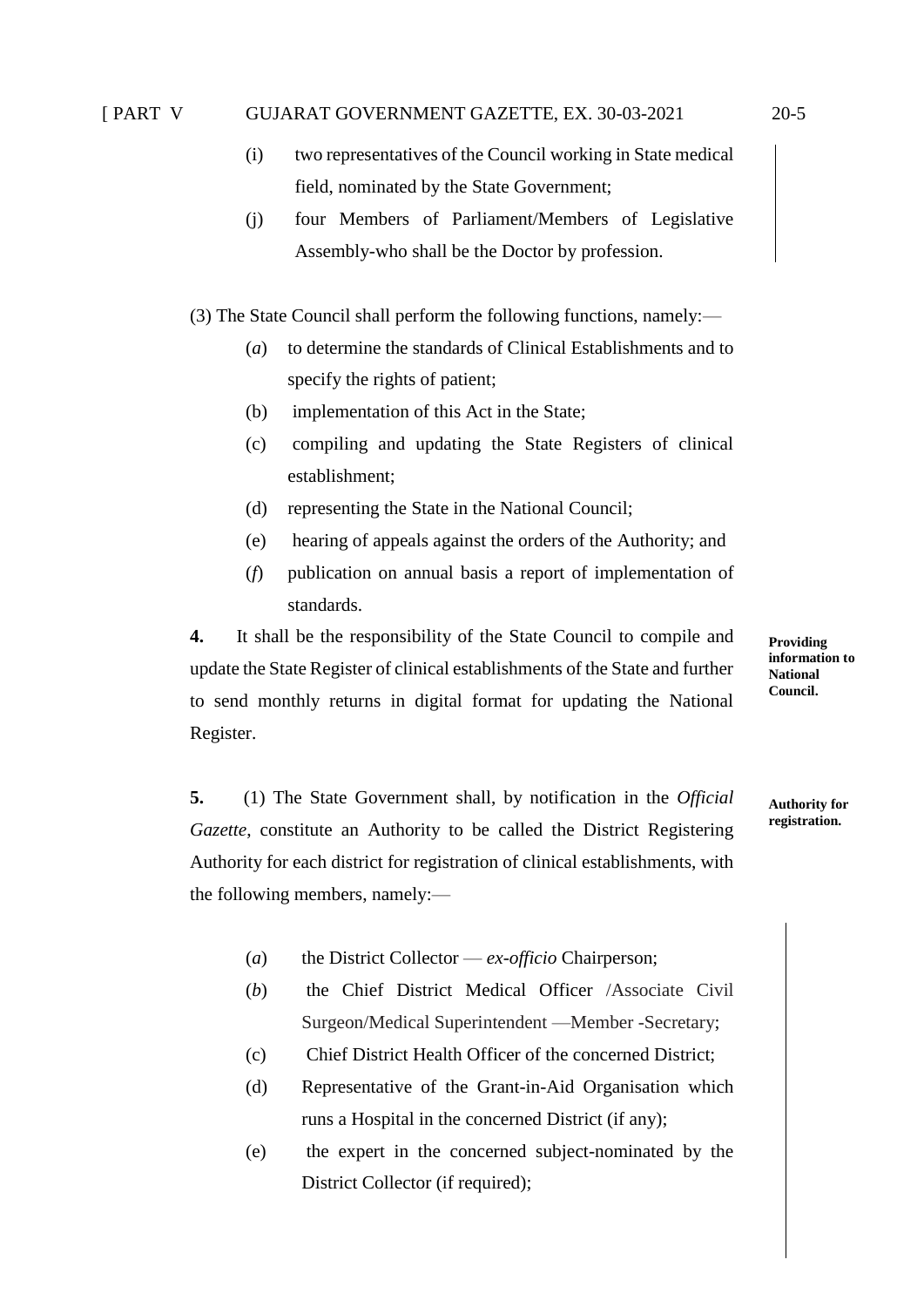(i) two representatives of the Council working in State medical field, nominated by the State Government;

(j) four Members of Parliament/Members of Legislative Assembly-who shall be the Doctor by profession.

(3) The State Council shall perform the following functions, namely:—

(*a*) to determine the standards of Clinical Establishments and to specify the rights of patient;

(b) implementation of this Act in the State;

(c) compiling and updating the State Registers of clinical establishment;

(d) representing the State in the National Council;

(e) hearing of appeals against the orders of the Authority; and

(*f*) publication on annual basis a report of implementation of standards.

**Providing information to National Council.**

**4.** It shall be the responsibility of the State Council to compile and update the State Register of clinical establishments of the State and further to send monthly returns in digital format for updating the National Register.

**Authority for registration.**

**5.** (1) The State Government shall, by notification in the *Official Gazette*, constitute an Authority to be called the District Registering Authority for each district for registration of clinical establishments, with the following members, namely:—

(*a*) the District Collector — *ex-officio* Chairperson;

(*b*) the Chief District Medical Officer /Associate Civil Surgeon/Medical Superintendent —Member -Secretary;

(c) Chief District Health Officer of the concerned District;

(d) Representative of the Grant-in-Aid Organisation which runs a Hospital in the concerned District (if any);

(e) the expert in the concerned subject-nominated by the District Collector (if required);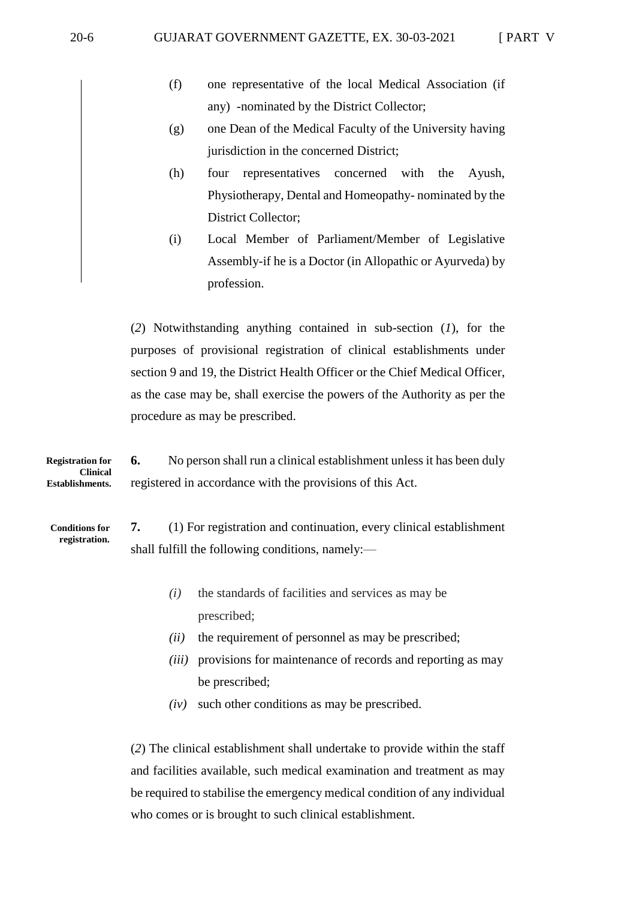(f) one representative of the local Medical Association (if any) -nominated by the District Collector;

(g) one Dean of the Medical Faculty of the University having jurisdiction in the concerned District;

(h) four representatives concerned with the Ayush, Physiotherapy, Dental and Homeopathy- nominated by the District Collector;

(i) Local Member of Parliament/Member of Legislative Assembly-if he is a Doctor (in Allopathic or Ayurveda) by profession.

(*2*) Notwithstanding anything contained in sub-section (*1*), for the purposes of provisional registration of clinical establishments under section 9 and 19, the District Health Officer or the Chief Medical Officer, as the case may be, shall exercise the powers of the Authority as per the procedure as may be prescribed.

**Registration for Clinical Establishments.**

**6.** No person shall run a clinical establishment unless it has been duly registered in accordance with the provisions of this Act.

**Conditions for registration.**

**7.** (1) For registration and continuation, every clinical establishment shall fulfill the following conditions, namely:—

*(i)* the standards of facilities and services as may be prescribed;

*(ii)* the requirement of personnel as may be prescribed;

*(iii)* provisions for maintenance of records and reporting as may be prescribed;

*(iv)* such other conditions as may be prescribed.

(*2*) The clinical establishment shall undertake to provide within the staff and facilities available, such medical examination and treatment as may be required to stabilise the emergency medical condition of any individual who comes or is brought to such clinical establishment.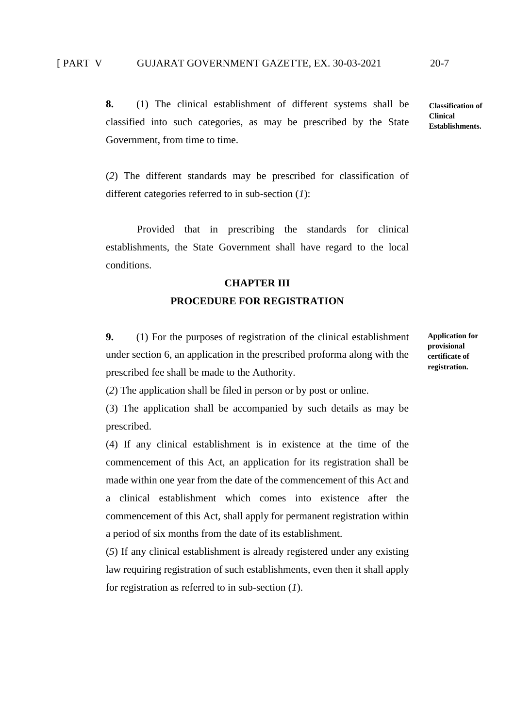**8.** (1) The clinical establishment of different systems shall be classified into such categories, as may be prescribed by the State Government, from time to time.

**Classification of Clinical Establishments.**

(*2*) The different standards may be prescribed for classification of different categories referred to in sub-section (*1*):

Provided that in prescribing the standards for clinical establishments, the State Government shall have regard to the local conditions.

## CHAPTER III

## PROCEDURE FOR REGISTRATION

**9.** (1) For the purposes of registration of the clinical establishment under section 6, an application in the prescribed proforma along with the prescribed fee shall be made to the Authority.

**Application for provisional certificate of registration.**

(*2*) The application shall be filed in person or by post or online.

(3) The application shall be accompanied by such details as may be prescribed.

(4) If any clinical establishment is in existence at the time of the commencement of this Act, an application for its registration shall be made within one year from the date of the commencement of this Act and a clinical establishment which comes into existence after the commencement of this Act, shall apply for permanent registration within a period of six months from the date of its establishment.

(*5*) If any clinical establishment is already registered under any existing law requiring registration of such establishments, even then it shall apply for registration as referred to in sub-section (*1*).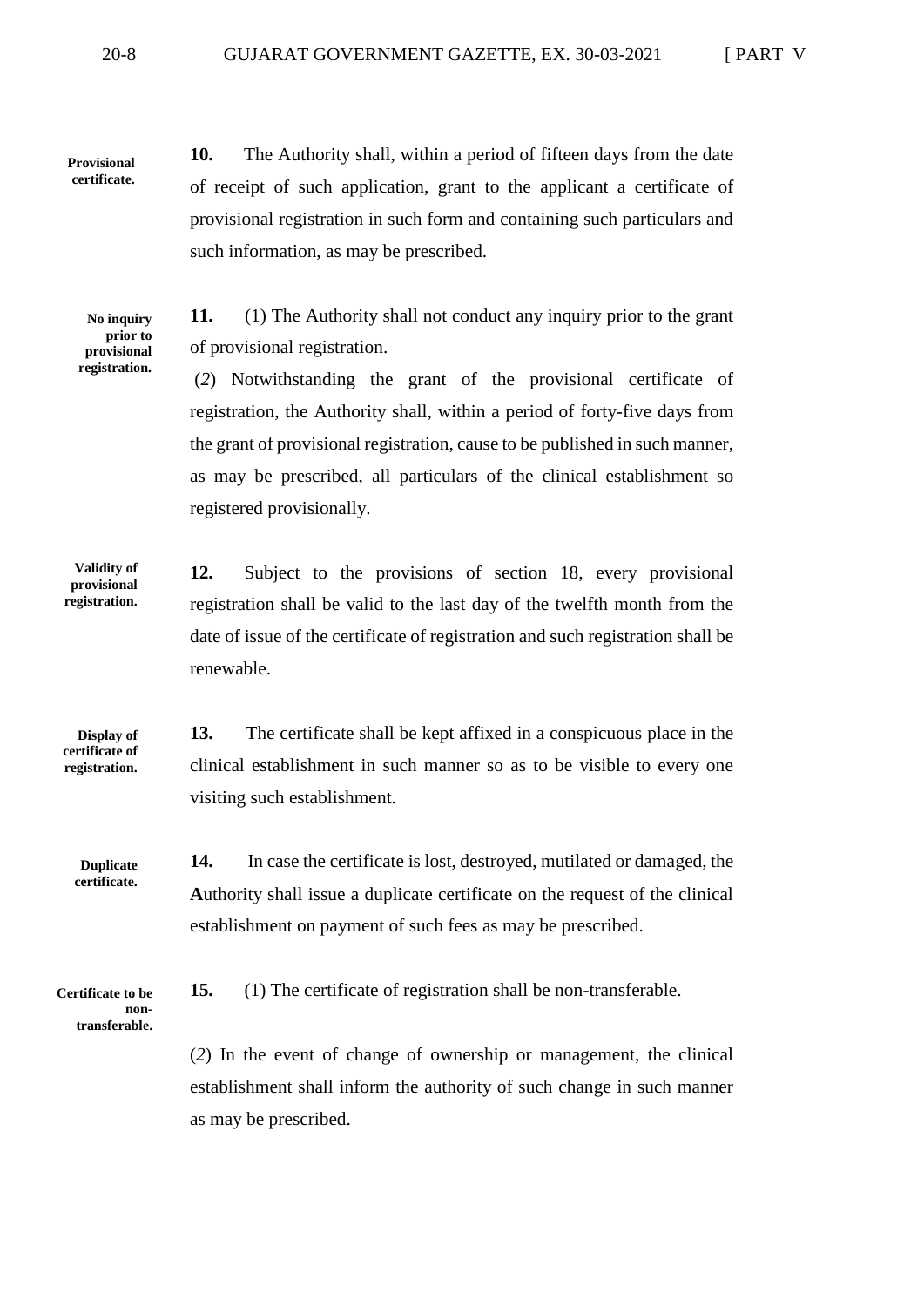**Provisional certificate.**

**10.** The Authority shall, within a period of fifteen days from the date of receipt of such application, grant to the applicant a certificate of provisional registration in such form and containing such particulars and such information, as may be prescribed.

**No inquiry prior to provisional registration.**

**11.** (1) The Authority shall not conduct any inquiry prior to the grant of provisional registration.

(*2*) Notwithstanding the grant of the provisional certificate of registration, the Authority shall, within a period of forty-five days from the grant of provisional registration, cause to be published in such manner, as may be prescribed, all particulars of the clinical establishment so registered provisionally.

**Validity of provisional registration.**

**12.** Subject to the provisions of section 18, every provisional registration shall be valid to the last day of the twelfth month from the date of issue of the certificate of registration and such registration shall be renewable.

**Display of certificate of registration.**

**13.** The certificate shall be kept affixed in a conspicuous place in the clinical establishment in such manner so as to be visible to every one visiting such establishment.

**Duplicate certificate.**

**14.** In case the certificate is lost, destroyed, mutilated or damaged, the **A**uthority shall issue a duplicate certificate on the request of the clinical establishment on payment of such fees as may be prescribed.

**Certificate to be non-transferable.**

**15.** (1) The certificate of registration shall be non-transferable.

(*2*) In the event of change of ownership or management, the clinical establishment shall inform the authority of such change in such manner as may be prescribed.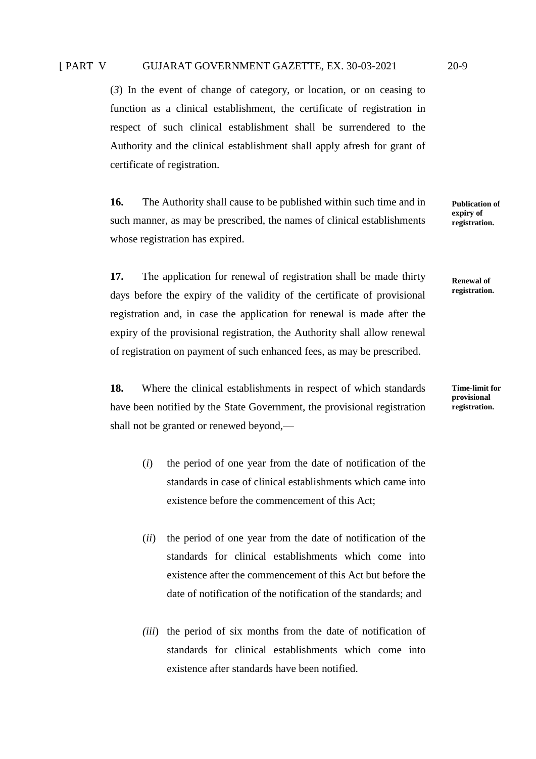(*3*) In the event of change of category, or location, or on ceasing to function as a clinical establishment, the certificate of registration in respect of such clinical establishment shall be surrendered to the Authority and the clinical establishment shall apply afresh for grant of certificate of registration.

**Publication of expiry of registration.**

**16.** The Authority shall cause to be published within such time and in such manner, as may be prescribed, the names of clinical establishments whose registration has expired.

**Renewal of registration.**

**17.** The application for renewal of registration shall be made thirty days before the expiry of the validity of the certificate of provisional registration and, in case the application for renewal is made after the expiry of the provisional registration, the Authority shall allow renewal of registration on payment of such enhanced fees, as may be prescribed.

**Time-limit for provisional registration.**

**18.** Where the clinical establishments in respect of which standards have been notified by the State Government, the provisional registration shall not be granted or renewed beyond,—

(*i*) the period of one year from the date of notification of the standards in case of clinical establishments which came into existence before the commencement of this Act;

(*ii*) the period of one year from the date of notification of the standards for clinical establishments which come into existence after the commencement of this Act but before the date of notification of the notification of the standards; and

(*iii*) the period of six months from the date of notification of standards for clinical establishments which come into existence after standards have been notified.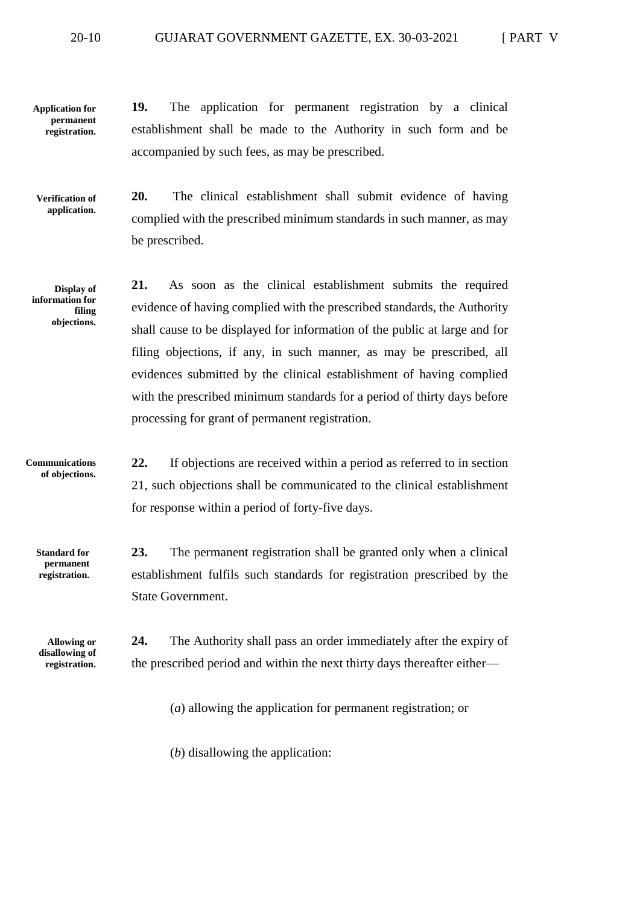**Application for permanent registration.**

**19.** The application for permanent registration by a clinical establishment shall be made to the Authority in such form and be accompanied by such fees, as may be prescribed.

**Verification of application.**

**20.** The clinical establishment shall submit evidence of having complied with the prescribed minimum standards in such manner, as may be prescribed.

**Display of information for filing objections.**

**21.** As soon as the clinical establishment submits the required evidence of having complied with the prescribed standards, the Authority shall cause to be displayed for information of the public at large and for filing objections, if any, in such manner, as may be prescribed, all evidences submitted by the clinical establishment of having complied with the prescribed minimum standards for a period of thirty days before processing for grant of permanent registration.

**Communications of objections.**

**22.** If objections are received within a period as referred to in section 21, such objections shall be communicated to the clinical establishment for response within a period of forty-five days.

**Standard for permanent registration.**

**23.** The permanent registration shall be granted only when a clinical establishment fulfils such standards for registration prescribed by the State Government.

**Allowing or disallowing of registration.**

**24.** The Authority shall pass an order immediately after the expiry of the prescribed period and within the next thirty days thereafter either—

(*a*) allowing the application for permanent registration; or

(*b*) disallowing the application: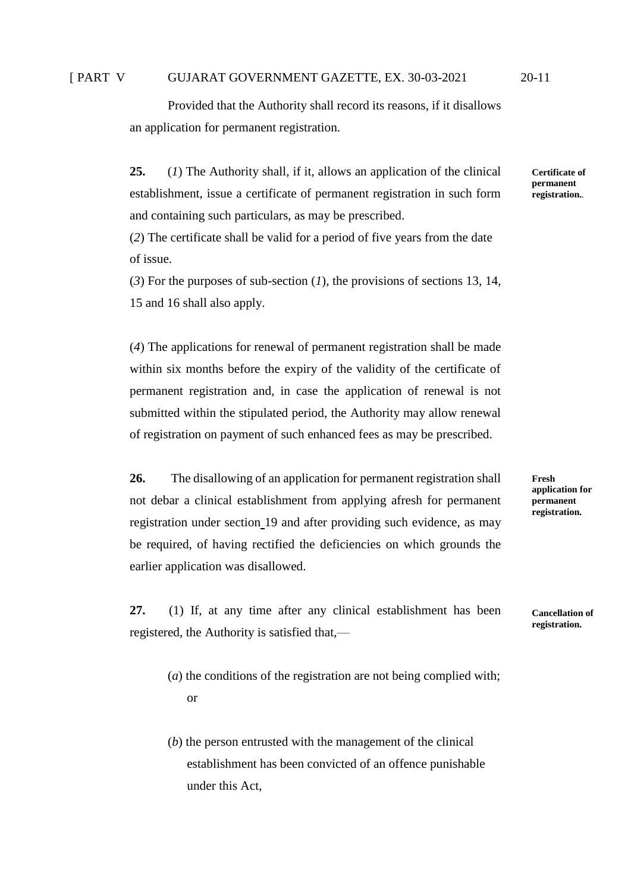Provided that the Authority shall record its reasons, if it disallows an application for permanent registration.

**Certificate of permanent registration.**

**25.** (*1*) The Authority shall, if it, allows an application of the clinical establishment, issue a certificate of permanent registration in such form and containing such particulars, as may be prescribed.

(*2*) The certificate shall be valid for a period of five years from the date of issue.

(*3*) For the purposes of sub-section (*1*), the provisions of sections 13, 14, 15 and 16 shall also apply.

(*4*) The applications for renewal of permanent registration shall be made within six months before the expiry of the validity of the certificate of permanent registration and, in case the application of renewal is not submitted within the stipulated period, the Authority may allow renewal of registration on payment of such enhanced fees as may be prescribed.

**Fresh application for permanent registration.**

**26.** The disallowing of an application for permanent registration shall not debar a clinical establishment from applying afresh for permanent registration under section 19 and after providing such evidence, as may be required, of having rectified the deficiencies on which grounds the earlier application was disallowed.

**Cancellation of registration.**

**27.** (1) If, at any time after any clinical establishment has been registered, the Authority is satisfied that,—

(*a*) the conditions of the registration are not being complied with; or

(*b*) the person entrusted with the management of the clinical establishment has been convicted of an offence punishable under this Act,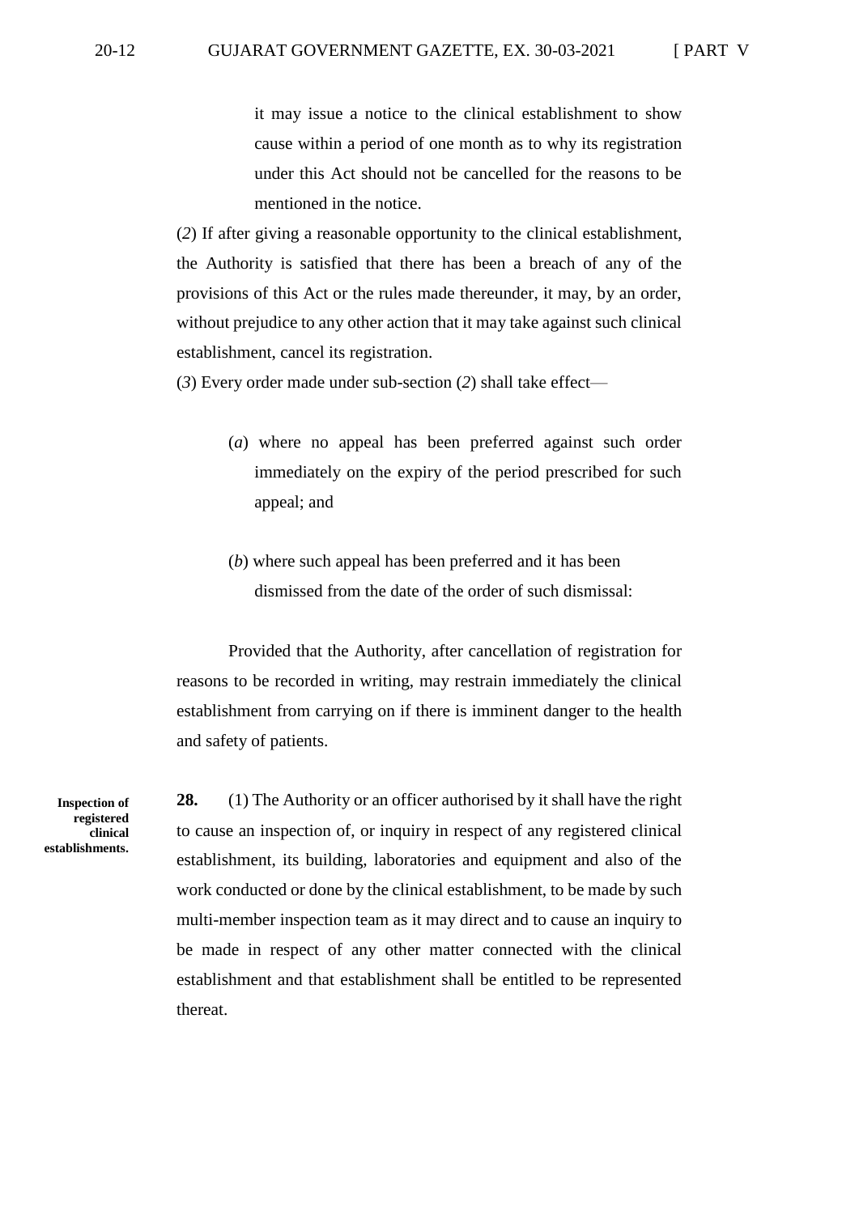it may issue a notice to the clinical establishment to show cause within a period of one month as to why its registration under this Act should not be cancelled for the reasons to be mentioned in the notice.

(*2*) If after giving a reasonable opportunity to the clinical establishment, the Authority is satisfied that there has been a breach of any of the provisions of this Act or the rules made thereunder, it may, by an order, without prejudice to any other action that it may take against such clinical establishment, cancel its registration.

(*3*) Every order made under sub-section (*2*) shall take effect—

(*a*) where no appeal has been preferred against such order immediately on the expiry of the period prescribed for such appeal; and

(*b*) where such appeal has been preferred and it has been dismissed from the date of the order of such dismissal:

Provided that the Authority, after cancellation of registration for reasons to be recorded in writing, may restrain immediately the clinical establishment from carrying on if there is imminent danger to the health and safety of patients.

**Inspection of registered clinical establishments.**

**28.** (1) The Authority or an officer authorised by it shall have the right to cause an inspection of, or inquiry in respect of any registered clinical establishment, its building, laboratories and equipment and also of the work conducted or done by the clinical establishment, to be made by such multi-member inspection team as it may direct and to cause an inquiry to be made in respect of any other matter connected with the clinical establishment and that establishment shall be entitled to be represented thereat.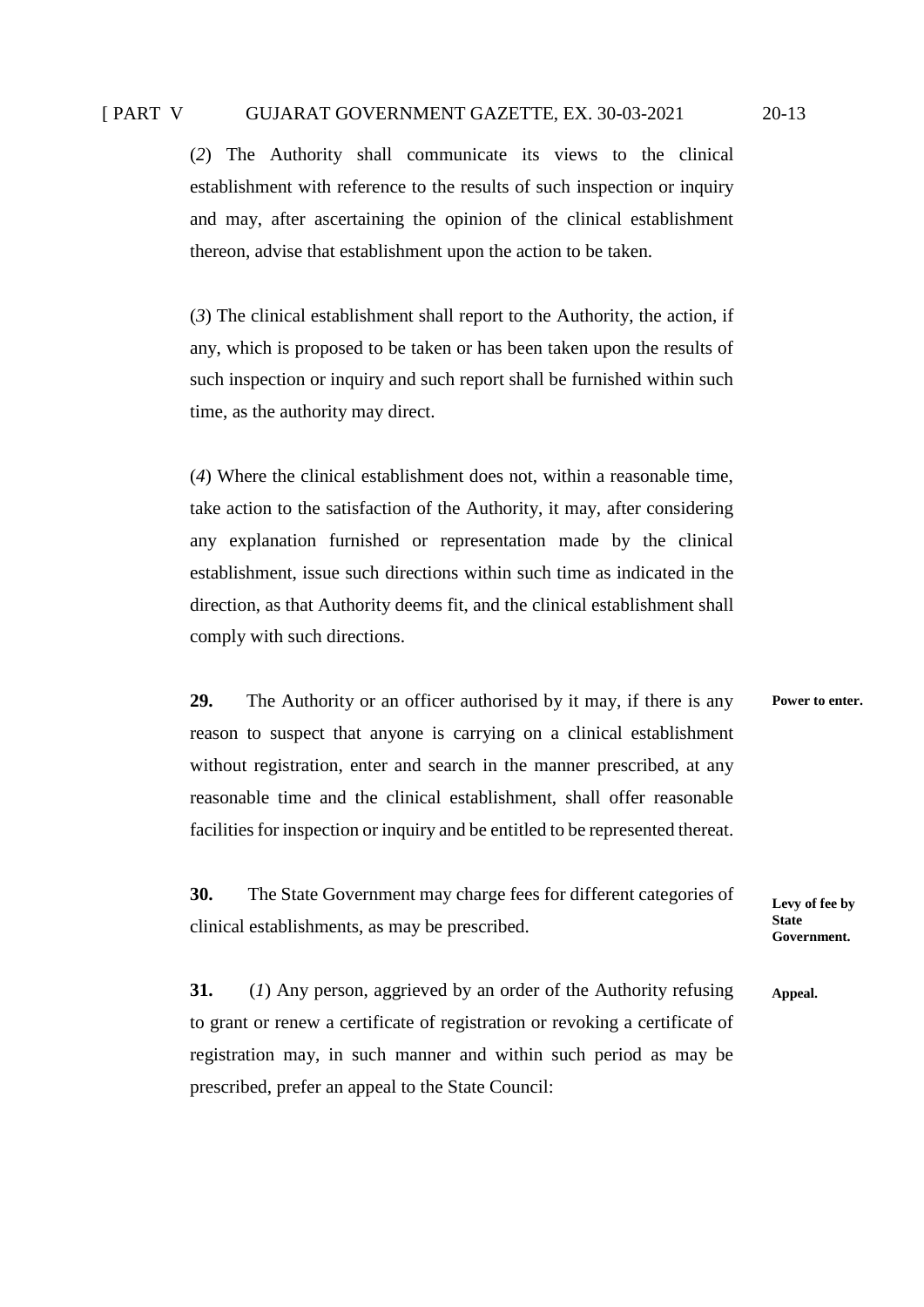(*2*) The Authority shall communicate its views to the clinical establishment with reference to the results of such inspection or inquiry and may, after ascertaining the opinion of the clinical establishment thereon, advise that establishment upon the action to be taken.

(*3*) The clinical establishment shall report to the Authority, the action, if any, which is proposed to be taken or has been taken upon the results of such inspection or inquiry and such report shall be furnished within such time, as the authority may direct.

(*4*) Where the clinical establishment does not, within a reasonable time, take action to the satisfaction of the Authority, it may, after considering any explanation furnished or representation made by the clinical establishment, issue such directions within such time as indicated in the direction, as that Authority deems fit, and the clinical establishment shall comply with such directions.

**Power to enter.**

**29.** The Authority or an officer authorised by it may, if there is any reason to suspect that anyone is carrying on a clinical establishment without registration, enter and search in the manner prescribed, at any reasonable time and the clinical establishment, shall offer reasonable facilities for inspection or inquiry and be entitled to be represented thereat.

**Levy of fee by State Government.**

**30.** The State Government may charge fees for different categories of clinical establishments, as may be prescribed.

**Appeal.**

**31.** (*1*) Any person, aggrieved by an order of the Authority refusing to grant or renew a certificate of registration or revoking a certificate of registration may, in such manner and within such period as may be prescribed, prefer an appeal to the State Council: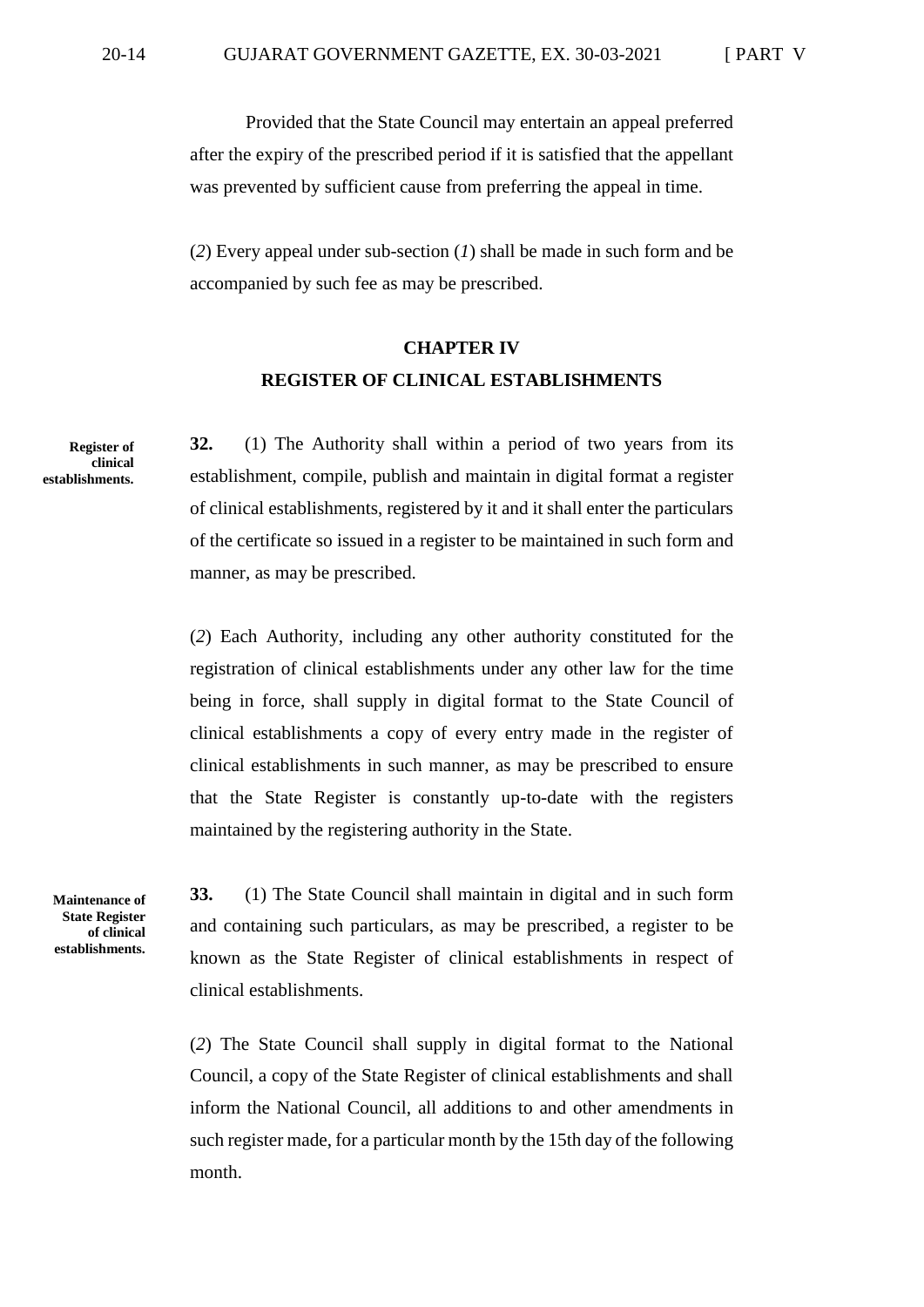Provided that the State Council may entertain an appeal preferred after the expiry of the prescribed period if it is satisfied that the appellant was prevented by sufficient cause from preferring the appeal in time.

(*2*) Every appeal under sub-section (*1*) shall be made in such form and be accompanied by such fee as may be prescribed.

## CHAPTER IV

## REGISTER OF CLINICAL ESTABLISHMENTS

**Register of clinical establishments.**

**32.** (1) The Authority shall within a period of two years from its establishment, compile, publish and maintain in digital format a register of clinical establishments, registered by it and it shall enter the particulars of the certificate so issued in a register to be maintained in such form and manner, as may be prescribed.

(*2*) Each Authority, including any other authority constituted for the registration of clinical establishments under any other law for the time being in force, shall supply in digital format to the State Council of clinical establishments a copy of every entry made in the register of clinical establishments in such manner, as may be prescribed to ensure that the State Register is constantly up-to-date with the registers maintained by the registering authority in the State.

**Maintenance of State Register of clinical establishments.**

**33.** (1) The State Council shall maintain in digital and in such form and containing such particulars, as may be prescribed, a register to be known as the State Register of clinical establishments in respect of clinical establishments.

(*2*) The State Council shall supply in digital format to the National Council, a copy of the State Register of clinical establishments and shall inform the National Council, all additions to and other amendments in such register made, for a particular month by the 15th day of the following month.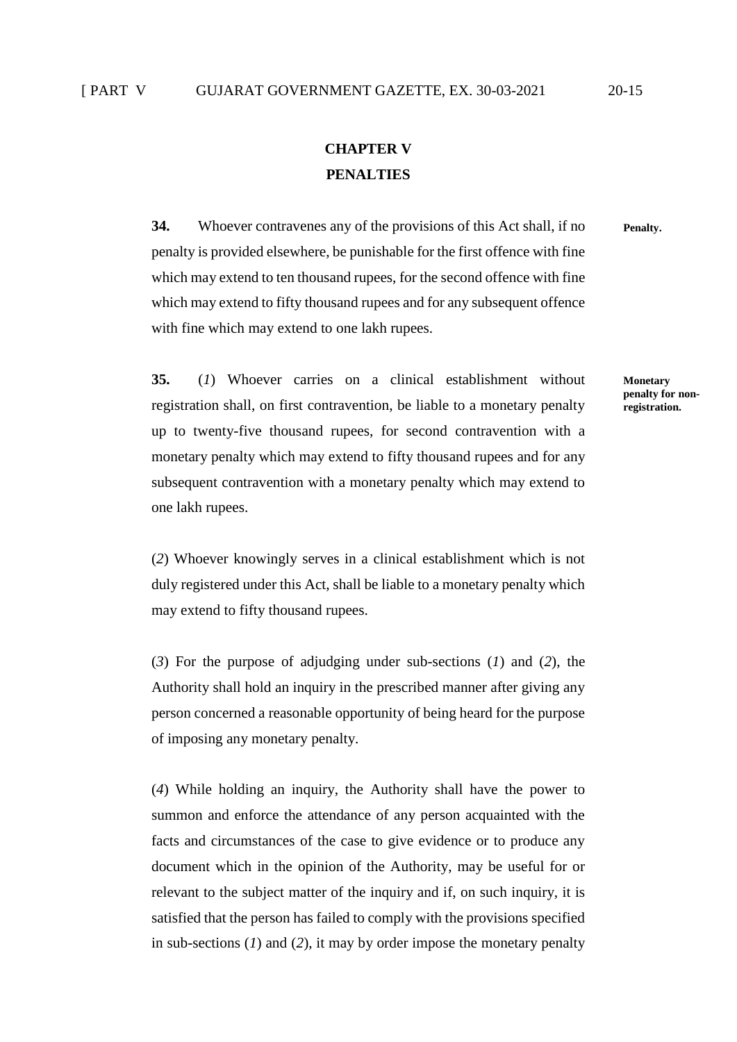## CHAPTER V

## PENALTIES

**34.** Whoever contravenes any of the provisions of this Act shall, if no penalty is provided elsewhere, be punishable for the first offence with fine which may extend to ten thousand rupees, for the second offence with fine which may extend to fifty thousand rupees and for any subsequent offence with fine which may extend to one lakh rupees.

**Penalty.**

**35.** (*1*) Whoever carries on a clinical establishment without registration shall, on first contravention, be liable to a monetary penalty up to twenty-five thousand rupees, for second contravention with a monetary penalty which may extend to fifty thousand rupees and for any subsequent contravention with a monetary penalty which may extend to one lakh rupees.

**Monetary penalty for non-registration.**

(*2*) Whoever knowingly serves in a clinical establishment which is not duly registered under this Act, shall be liable to a monetary penalty which may extend to fifty thousand rupees.

(*3*) For the purpose of adjudging under sub-sections (*1*) and (*2*), the Authority shall hold an inquiry in the prescribed manner after giving any person concerned a reasonable opportunity of being heard for the purpose of imposing any monetary penalty.

(*4*) While holding an inquiry, the Authority shall have the power to summon and enforce the attendance of any person acquainted with the facts and circumstances of the case to give evidence or to produce any document which in the opinion of the Authority, may be useful for or relevant to the subject matter of the inquiry and if, on such inquiry, it is satisfied that the person has failed to comply with the provisions specified in sub-sections (*1*) and (*2*), it may by order impose the monetary penalty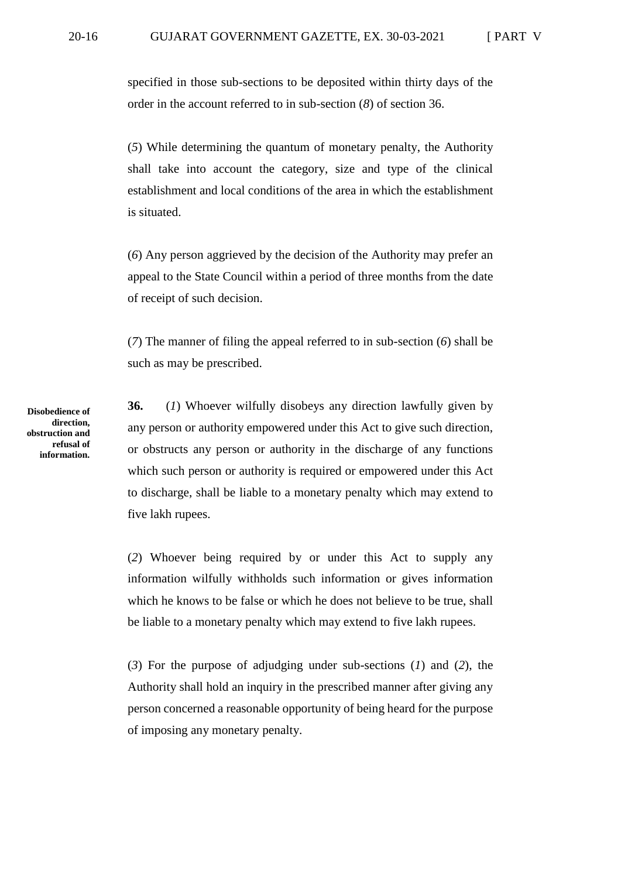specified in those sub-sections to be deposited within thirty days of the order in the account referred to in sub-section (*8*) of section 36.

(*5*) While determining the quantum of monetary penalty, the Authority shall take into account the category, size and type of the clinical establishment and local conditions of the area in which the establishment is situated.

(*6*) Any person aggrieved by the decision of the Authority may prefer an appeal to the State Council within a period of three months from the date of receipt of such decision.

(*7*) The manner of filing the appeal referred to in sub-section (*6*) shall be such as may be prescribed.

**Disobedience of direction, obstruction and refusal of information.**

**36.** (*1*) Whoever wilfully disobeys any direction lawfully given by any person or authority empowered under this Act to give such direction, or obstructs any person or authority in the discharge of any functions which such person or authority is required or empowered under this Act to discharge, shall be liable to a monetary penalty which may extend to five lakh rupees.

(*2*) Whoever being required by or under this Act to supply any information wilfully withholds such information or gives information which he knows to be false or which he does not believe to be true, shall be liable to a monetary penalty which may extend to five lakh rupees.

(*3*) For the purpose of adjudging under sub-sections (*1*) and (*2*), the Authority shall hold an inquiry in the prescribed manner after giving any person concerned a reasonable opportunity of being heard for the purpose of imposing any monetary penalty.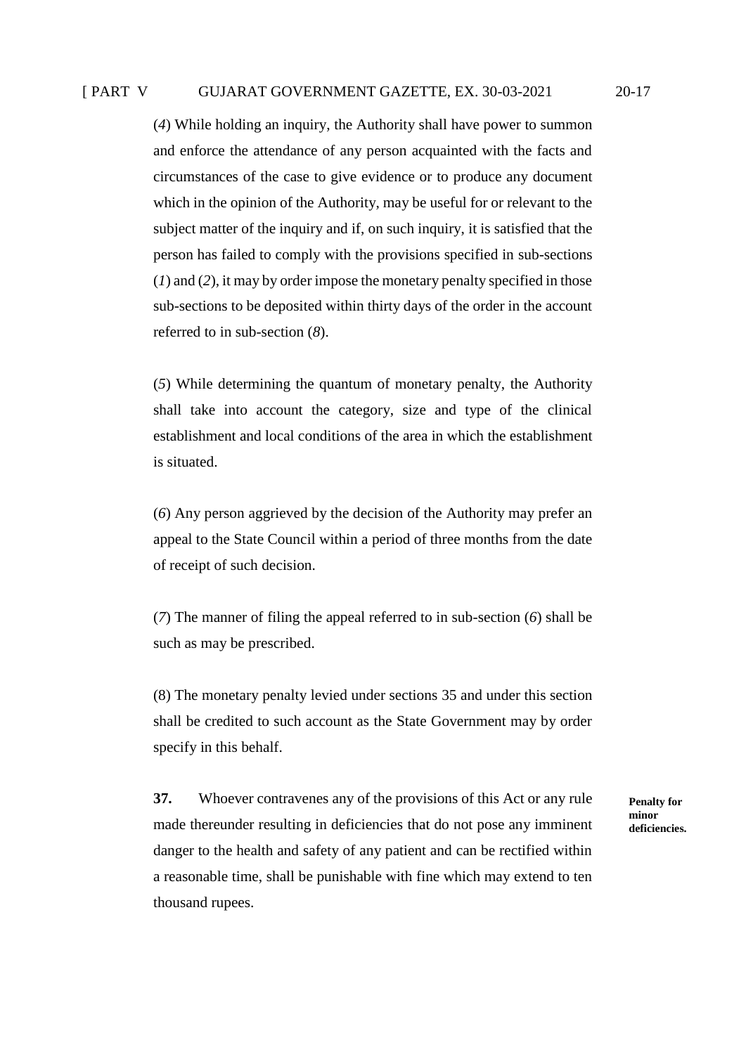(*4*) While holding an inquiry, the Authority shall have power to summon and enforce the attendance of any person acquainted with the facts and circumstances of the case to give evidence or to produce any document which in the opinion of the Authority, may be useful for or relevant to the subject matter of the inquiry and if, on such inquiry, it is satisfied that the person has failed to comply with the provisions specified in sub-sections (*1*) and (*2*), it may by order impose the monetary penalty specified in those sub-sections to be deposited within thirty days of the order in the account referred to in sub-section (*8*).

(*5*) While determining the quantum of monetary penalty, the Authority shall take into account the category, size and type of the clinical establishment and local conditions of the area in which the establishment is situated.

(*6*) Any person aggrieved by the decision of the Authority may prefer an appeal to the State Council within a period of three months from the date of receipt of such decision.

(*7*) The manner of filing the appeal referred to in sub-section (*6*) shall be such as may be prescribed.

(8) The monetary penalty levied under sections 35 and under this section shall be credited to such account as the State Government may by order specify in this behalf.

**Penalty for minor deficiencies.**

**37.** Whoever contravenes any of the provisions of this Act or any rule made thereunder resulting in deficiencies that do not pose any imminent danger to the health and safety of any patient and can be rectified within a reasonable time, shall be punishable with fine which may extend to ten thousand rupees.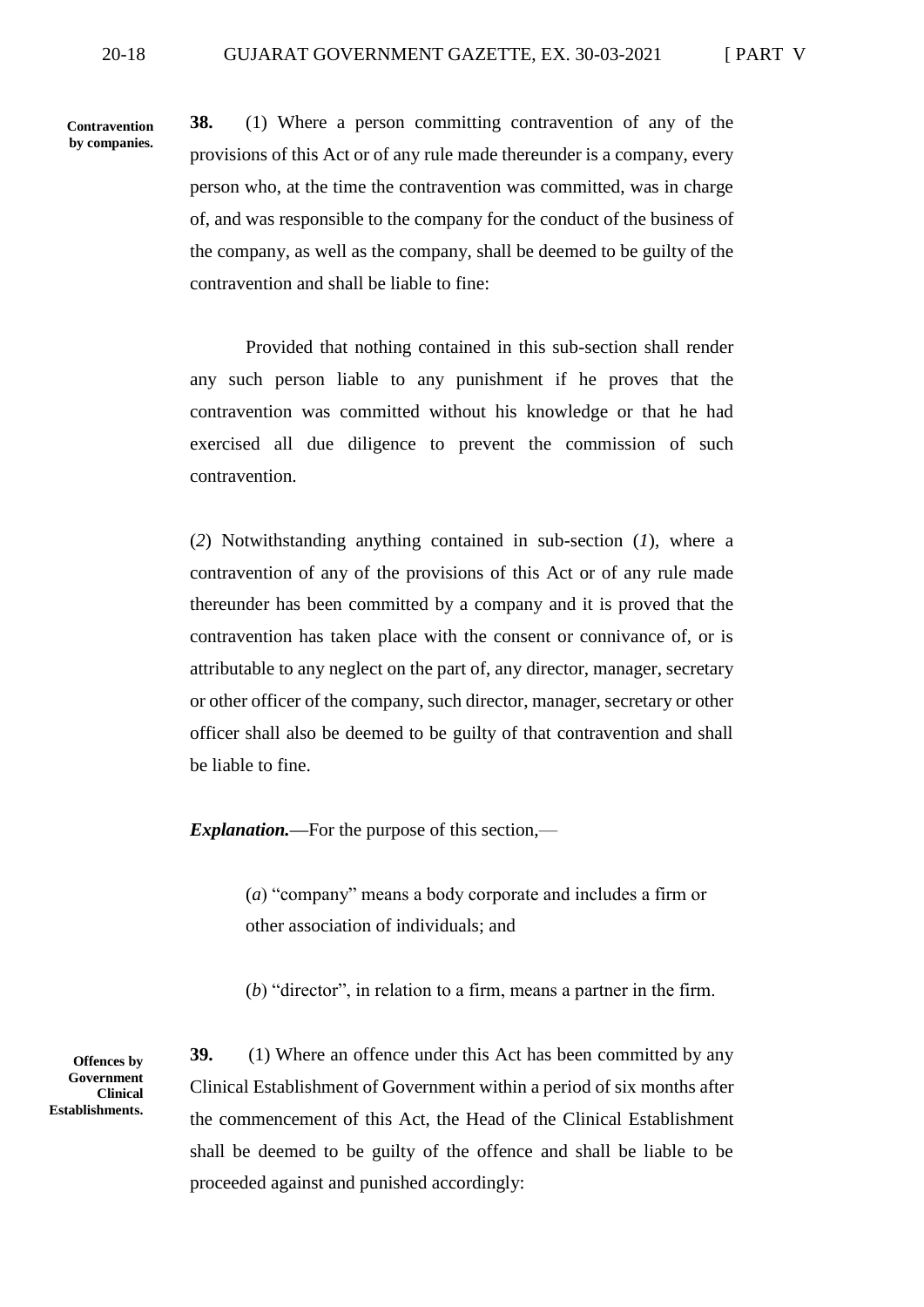**Contravention by companies.**

**38.** (1) Where a person committing contravention of any of the provisions of this Act or of any rule made thereunder is a company, every person who, at the time the contravention was committed, was in charge of, and was responsible to the company for the conduct of the business of the company, as well as the company, shall be deemed to be guilty of the contravention and shall be liable to fine:

Provided that nothing contained in this sub-section shall render any such person liable to any punishment if he proves that the contravention was committed without his knowledge or that he had exercised all due diligence to prevent the commission of such contravention.

(*2*) Notwithstanding anything contained in sub-section (*1*), where a contravention of any of the provisions of this Act or of any rule made thereunder has been committed by a company and it is proved that the contravention has taken place with the consent or connivance of, or is attributable to any neglect on the part of, any director, manager, secretary or other officer of the company, such director, manager, secretary or other officer shall also be deemed to be guilty of that contravention and shall be liable to fine.

***Explanation.***—For the purpose of this section,—

(*a*) "company" means a body corporate and includes a firm or other association of individuals; and

(*b*) "director", in relation to a firm, means a partner in the firm.

**Offences by Government Clinical Establishments.**

**39.** (1) Where an offence under this Act has been committed by any Clinical Establishment of Government within a period of six months after the commencement of this Act, the Head of the Clinical Establishment shall be deemed to be guilty of the offence and shall be liable to be proceeded against and punished accordingly: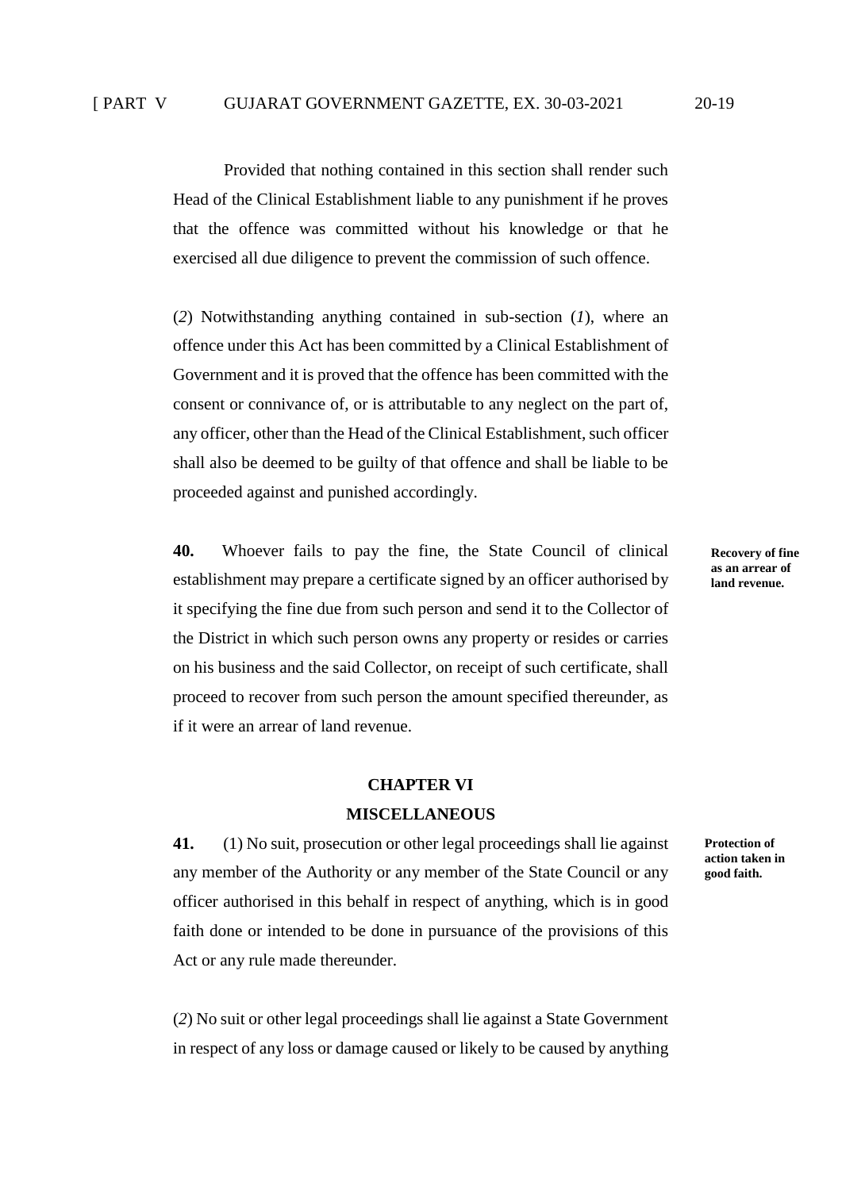Provided that nothing contained in this section shall render such Head of the Clinical Establishment liable to any punishment if he proves that the offence was committed without his knowledge or that he exercised all due diligence to prevent the commission of such offence.

(*2*) Notwithstanding anything contained in sub-section (*1*), where an offence under this Act has been committed by a Clinical Establishment of Government and it is proved that the offence has been committed with the consent or connivance of, or is attributable to any neglect on the part of, any officer, other than the Head of the Clinical Establishment, such officer shall also be deemed to be guilty of that offence and shall be liable to be proceeded against and punished accordingly.

**Recovery of fine as an arrear of land revenue.**

**40.** Whoever fails to pay the fine, the State Council of clinical establishment may prepare a certificate signed by an officer authorised by it specifying the fine due from such person and send it to the Collector of the District in which such person owns any property or resides or carries on his business and the said Collector, on receipt of such certificate, shall proceed to recover from such person the amount specified thereunder, as if it were an arrear of land revenue.

## CHAPTER VI

## MISCELLANEOUS

**Protection of action taken in good faith.**

**41.** (1) No suit, prosecution or other legal proceedings shall lie against any member of the Authority or any member of the State Council or any officer authorised in this behalf in respect of anything, which is in good faith done or intended to be done in pursuance of the provisions of this Act or any rule made thereunder.

(*2*) No suit or other legal proceedings shall lie against a State Government in respect of any loss or damage caused or likely to be caused by anything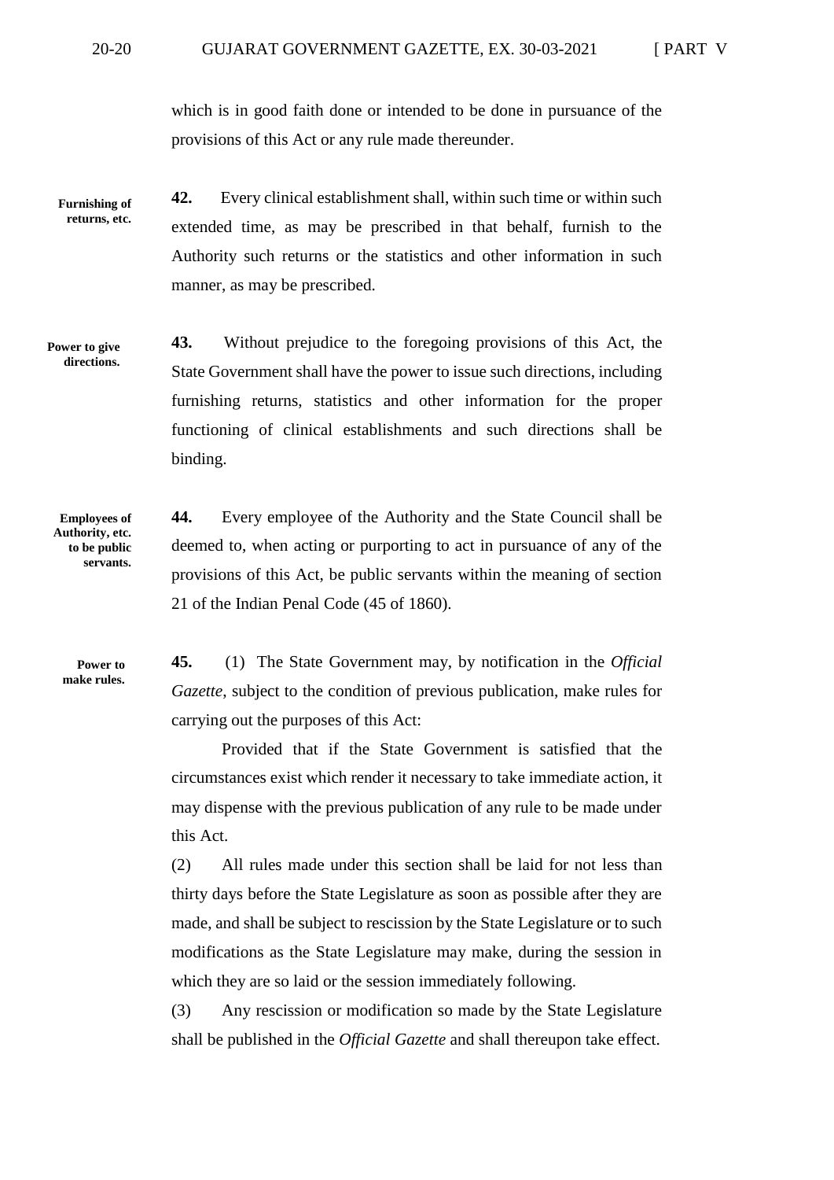which is in good faith done or intended to be done in pursuance of the provisions of this Act or any rule made thereunder.

**Furnishing of returns, etc.**

**42.** Every clinical establishment shall, within such time or within such extended time, as may be prescribed in that behalf, furnish to the Authority such returns or the statistics and other information in such manner, as may be prescribed.

**Power to give directions.**

**43.** Without prejudice to the foregoing provisions of this Act, the State Government shall have the power to issue such directions, including furnishing returns, statistics and other information for the proper functioning of clinical establishments and such directions shall be binding.

**Employees of Authority, etc. to be public servants.**

**44.** Every employee of the Authority and the State Council shall be deemed to, when acting or purporting to act in pursuance of any of the provisions of this Act, be public servants within the meaning of section 21 of the Indian Penal Code (45 of 1860).

**Power to make rules.**

**45.** (1) The State Government may, by notification in the *Official Gazette*, subject to the condition of previous publication, make rules for carrying out the purposes of this Act:

Provided that if the State Government is satisfied that the circumstances exist which render it necessary to take immediate action, it may dispense with the previous publication of any rule to be made under this Act.

(2) All rules made under this section shall be laid for not less than thirty days before the State Legislature as soon as possible after they are made, and shall be subject to rescission by the State Legislature or to such modifications as the State Legislature may make, during the session in which they are so laid or the session immediately following.

(3) Any rescission or modification so made by the State Legislature shall be published in the *Official Gazette* and shall thereupon take effect.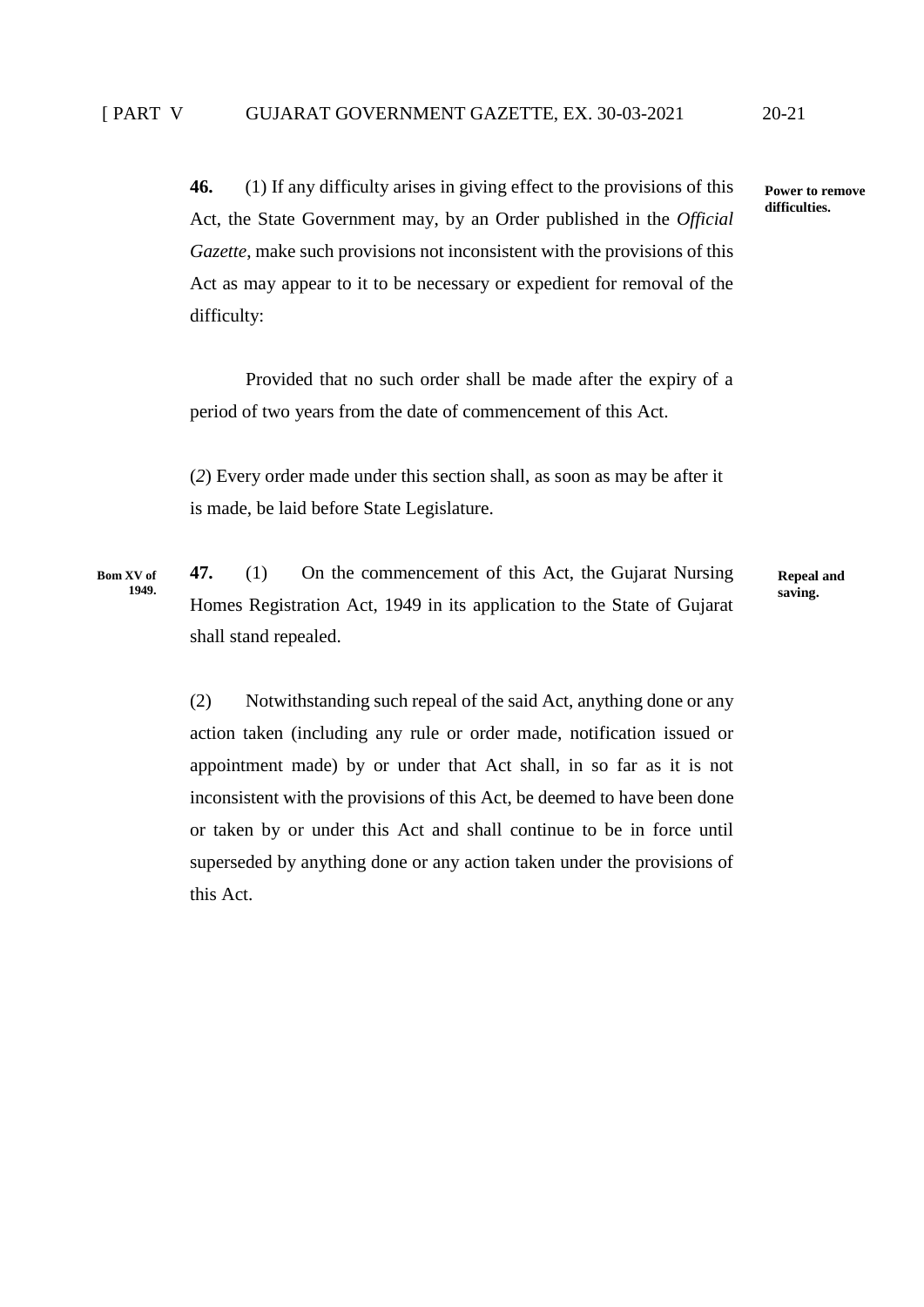**46.** (1) If any difficulty arises in giving effect to the provisions of this Act, the State Government may, by an Order published in the *Official Gazette*, make such provisions not inconsistent with the provisions of this Act as may appear to it to be necessary or expedient for removal of the difficulty:

**Power to remove difficulties.**

Provided that no such order shall be made after the expiry of a period of two years from the date of commencement of this Act.

(*2*) Every order made under this section shall, as soon as may be after it is made, be laid before State Legislature.

**Bom XV of 1949.**

**47.** (1) On the commencement of this Act, the Gujarat Nursing Homes Registration Act, 1949 in its application to the State of Gujarat shall stand repealed.

**Repeal and saving.**

(2) Notwithstanding such repeal of the said Act, anything done or any action taken (including any rule or order made, notification issued or appointment made) by or under that Act shall, in so far as it is not inconsistent with the provisions of this Act, be deemed to have been done or taken by or under this Act and shall continue to be in force until superseded by anything done or any action taken under the provisions of this Act.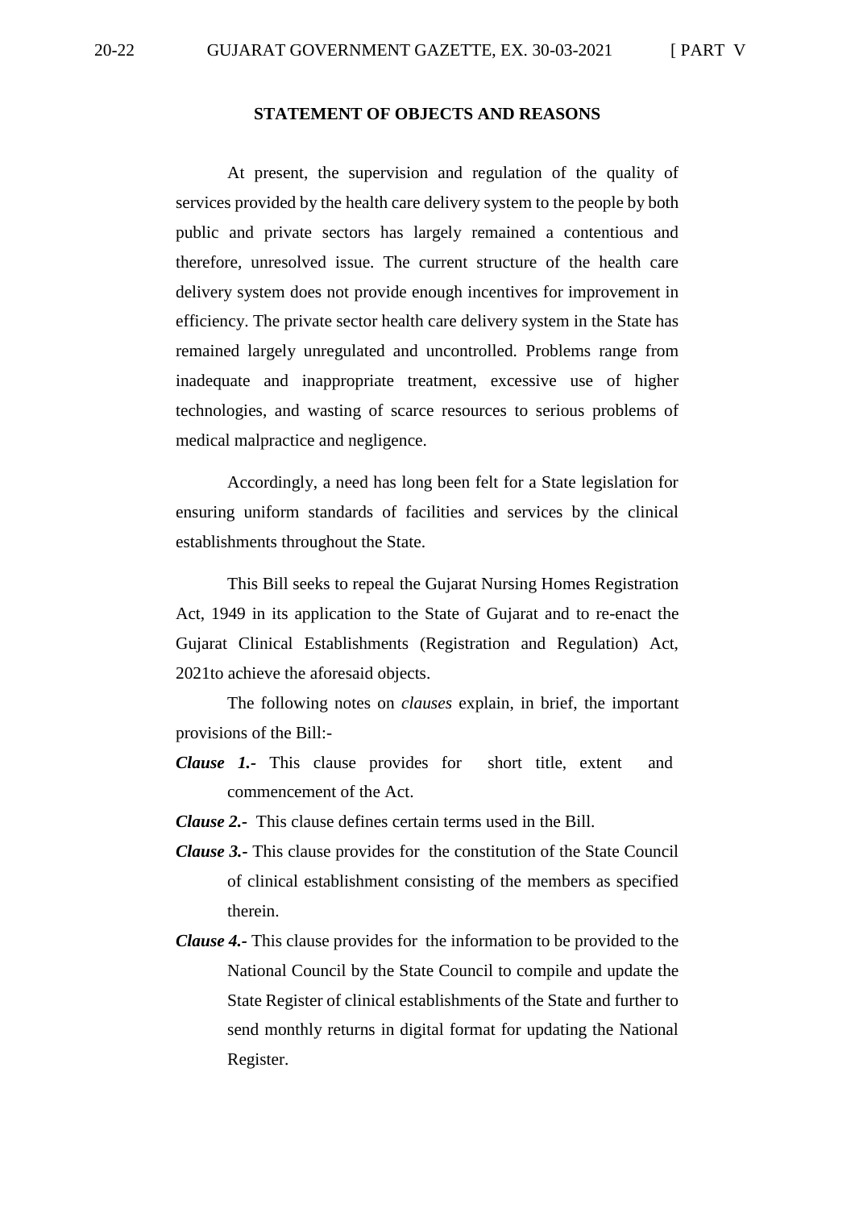## STATEMENT OF OBJECTS AND REASONS

At present, the supervision and regulation of the quality of services provided by the health care delivery system to the people by both public and private sectors has largely remained a contentious and therefore, unresolved issue. The current structure of the health care delivery system does not provide enough incentives for improvement in efficiency. The private sector health care delivery system in the State has remained largely unregulated and uncontrolled. Problems range from inadequate and inappropriate treatment, excessive use of higher technologies, and wasting of scarce resources to serious problems of medical malpractice and negligence.

Accordingly, a need has long been felt for a State legislation for ensuring uniform standards of facilities and services by the clinical establishments throughout the State.

This Bill seeks to repeal the Gujarat Nursing Homes Registration Act, 1949 in its application to the State of Gujarat and to re-enact the Gujarat Clinical Establishments (Registration and Regulation) Act, 2021to achieve the aforesaid objects.

The following notes on *clauses* explain, in brief, the important provisions of the Bill:-

***Clause 1.-*** This clause provides for short title, extent and commencement of the Act.

***Clause 2.-*** This clause defines certain terms used in the Bill.

***Clause 3.-*** This clause provides for the constitution of the State Council of clinical establishment consisting of the members as specified therein.

***Clause 4.-*** This clause provides for the information to be provided to the National Council by the State Council to compile and update the State Register of clinical establishments of the State and further to send monthly returns in digital format for updating the National Register.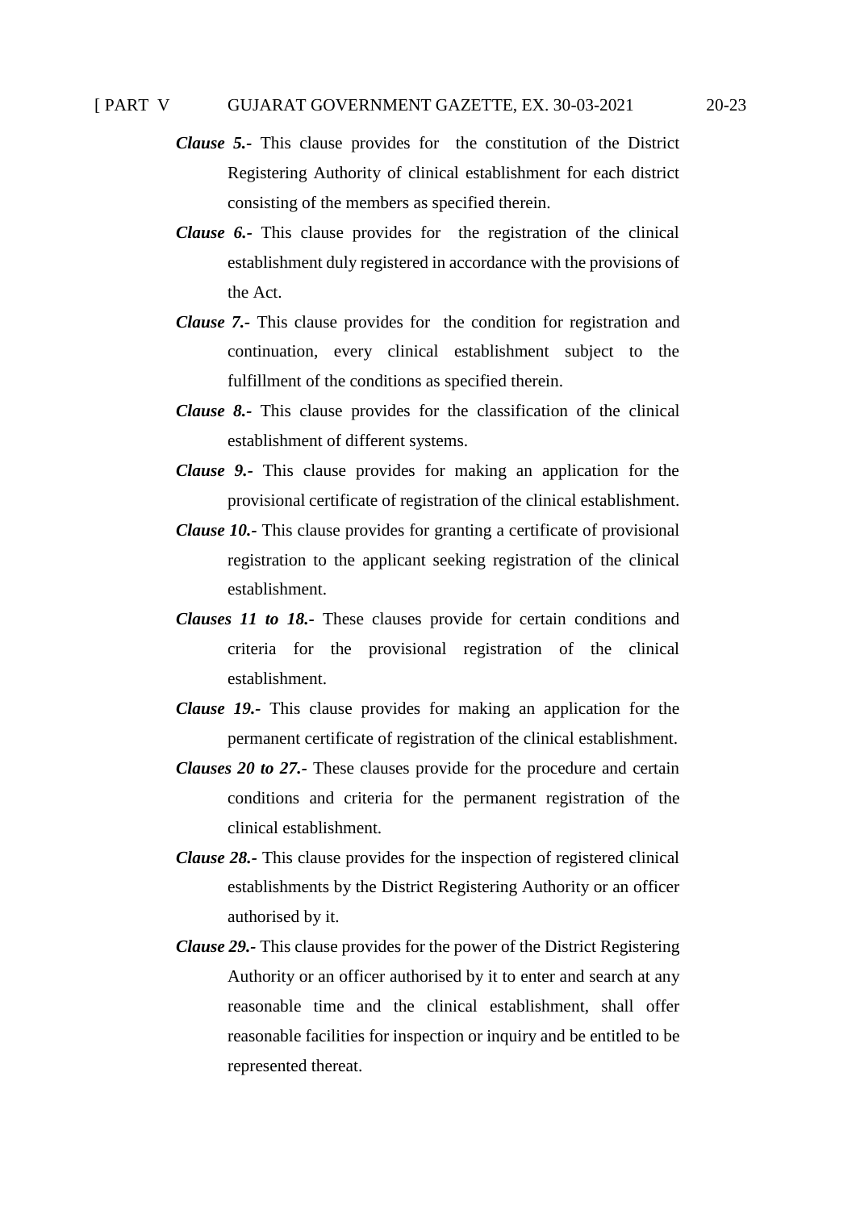***Clause 5.-*** This clause provides for the constitution of the District Registering Authority of clinical establishment for each district consisting of the members as specified therein.

***Clause 6.-*** This clause provides for the registration of the clinical establishment duly registered in accordance with the provisions of the Act.

***Clause 7.-*** This clause provides for the condition for registration and continuation, every clinical establishment subject to the fulfillment of the conditions as specified therein.

***Clause 8.-*** This clause provides for the classification of the clinical establishment of different systems.

***Clause 9.-*** This clause provides for making an application for the provisional certificate of registration of the clinical establishment.

***Clause 10.-*** This clause provides for granting a certificate of provisional registration to the applicant seeking registration of the clinical establishment.

***Clauses 11 to 18.-*** These clauses provide for certain conditions and criteria for the provisional registration of the clinical establishment.

***Clause 19.-*** This clause provides for making an application for the permanent certificate of registration of the clinical establishment.

***Clauses 20 to 27.-*** These clauses provide for the procedure and certain conditions and criteria for the permanent registration of the clinical establishment.

***Clause 28.-*** This clause provides for the inspection of registered clinical establishments by the District Registering Authority or an officer authorised by it.

***Clause 29.-*** This clause provides for the power of the District Registering Authority or an officer authorised by it to enter and search at any reasonable time and the clinical establishment, shall offer reasonable facilities for inspection or inquiry and be entitled to be represented thereat.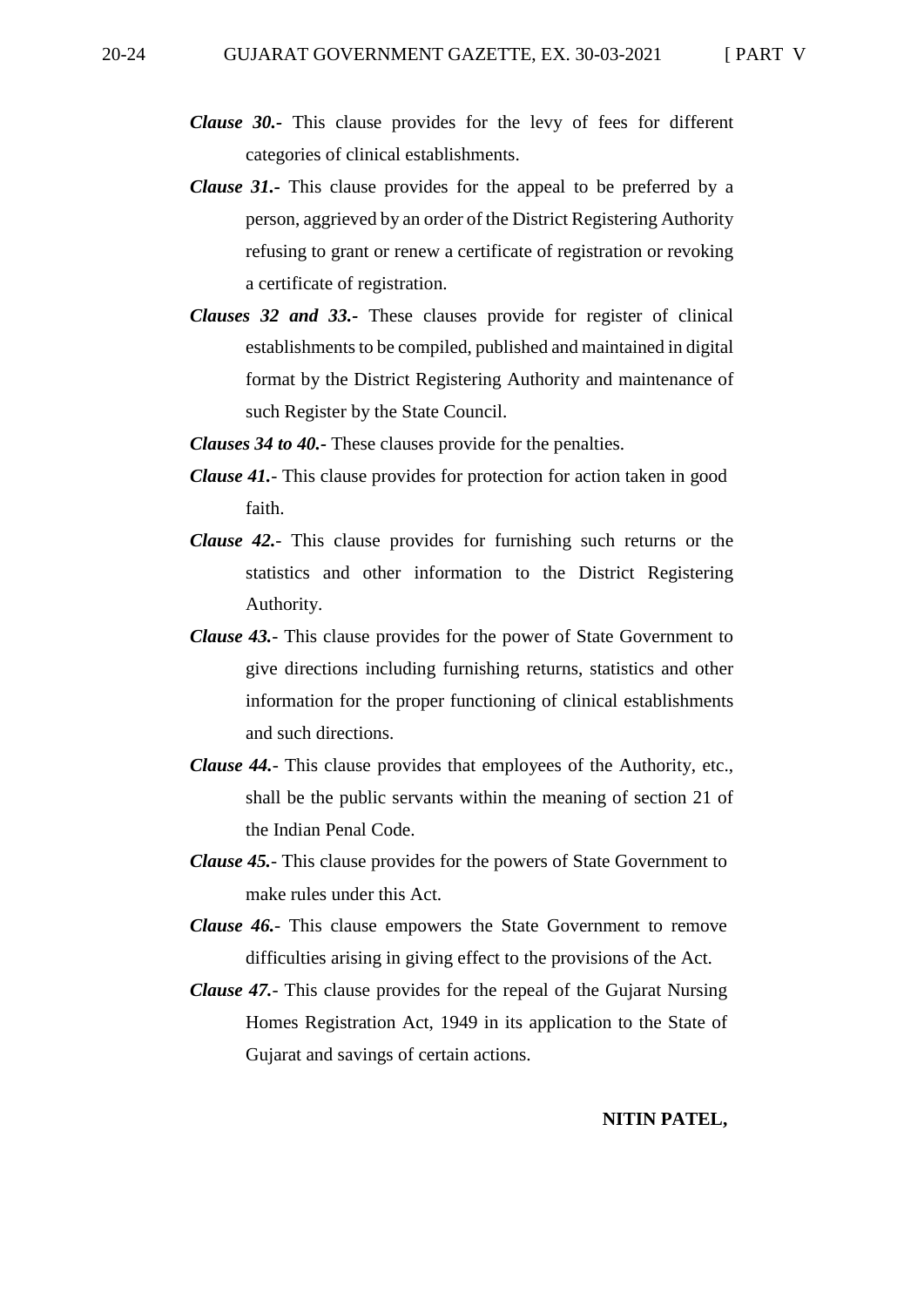***Clause 30.-*** This clause provides for the levy of fees for different categories of clinical establishments.

***Clause 31.-*** This clause provides for the appeal to be preferred by a person, aggrieved by an order of the District Registering Authority refusing to grant or renew a certificate of registration or revoking a certificate of registration.

***Clauses 32 and 33.-*** These clauses provide for register of clinical establishments to be compiled, published and maintained in digital format by the District Registering Authority and maintenance of such Register by the State Council.

***Clauses 34 to 40.-*** These clauses provide for the penalties.

***Clause 41.***- This clause provides for protection for action taken in good faith.

***Clause 42.***- This clause provides for furnishing such returns or the statistics and other information to the District Registering Authority.

***Clause 43.***- This clause provides for the power of State Government to give directions including furnishing returns, statistics and other information for the proper functioning of clinical establishments and such directions.

***Clause 44.***- This clause provides that employees of the Authority, etc., shall be the public servants within the meaning of section 21 of the Indian Penal Code.

***Clause 45.***- This clause provides for the powers of State Government to make rules under this Act.

***Clause 46.***- This clause empowers the State Government to remove difficulties arising in giving effect to the provisions of the Act.

***Clause 47.***- This clause provides for the repeal of the Gujarat Nursing Homes Registration Act, 1949 in its application to the State of Gujarat and savings of certain actions.

**NITIN PATEL,**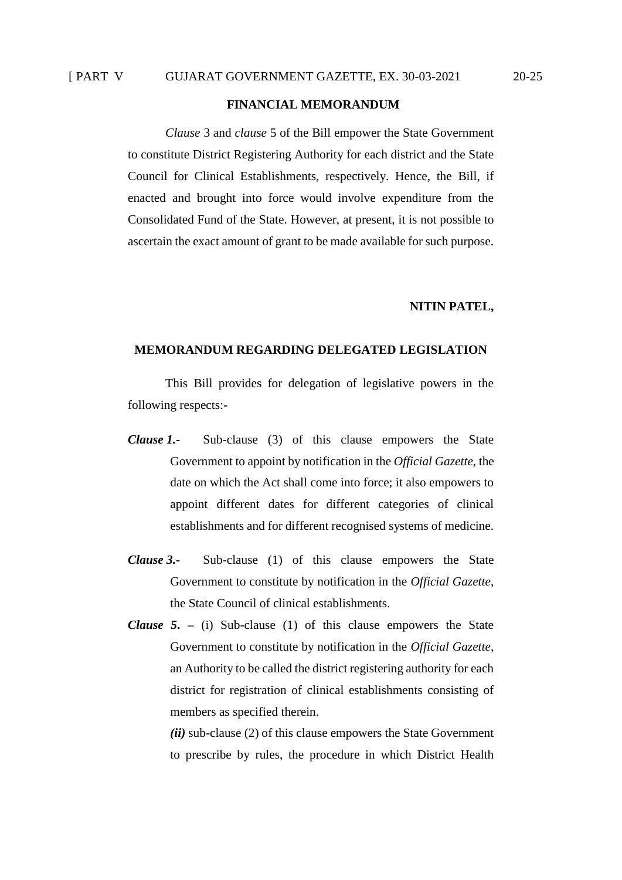## FINANCIAL MEMORANDUM

*Clause* 3 and *clause* 5 of the Bill empower the State Government to constitute District Registering Authority for each district and the State Council for Clinical Establishments, respectively. Hence, the Bill, if enacted and brought into force would involve expenditure from the Consolidated Fund of the State. However, at present, it is not possible to ascertain the exact amount of grant to be made available for such purpose.

**NITIN PATEL,**

## MEMORANDUM REGARDING DELEGATED LEGISLATION

This Bill provides for delegation of legislative powers in the following respects:-

***Clause 1.-*** Sub-clause (3) of this clause empowers the State Government to appoint by notification in the *Official Gazette*, the date on which the Act shall come into force; it also empowers to appoint different dates for different categories of clinical establishments and for different recognised systems of medicine.

***Clause 3.-*** Sub-clause (1) of this clause empowers the State Government to constitute by notification in the *Official Gazette*, the State Council of clinical establishments.

***Clause 5.*** – (i) Sub-clause (1) of this clause empowers the State Government to constitute by notification in the *Official Gazette*, an Authority to be called the district registering authority for each district for registration of clinical establishments consisting of members as specified therein.

***(ii)*** sub-clause (2) of this clause empowers the State Government to prescribe by rules, the procedure in which District Health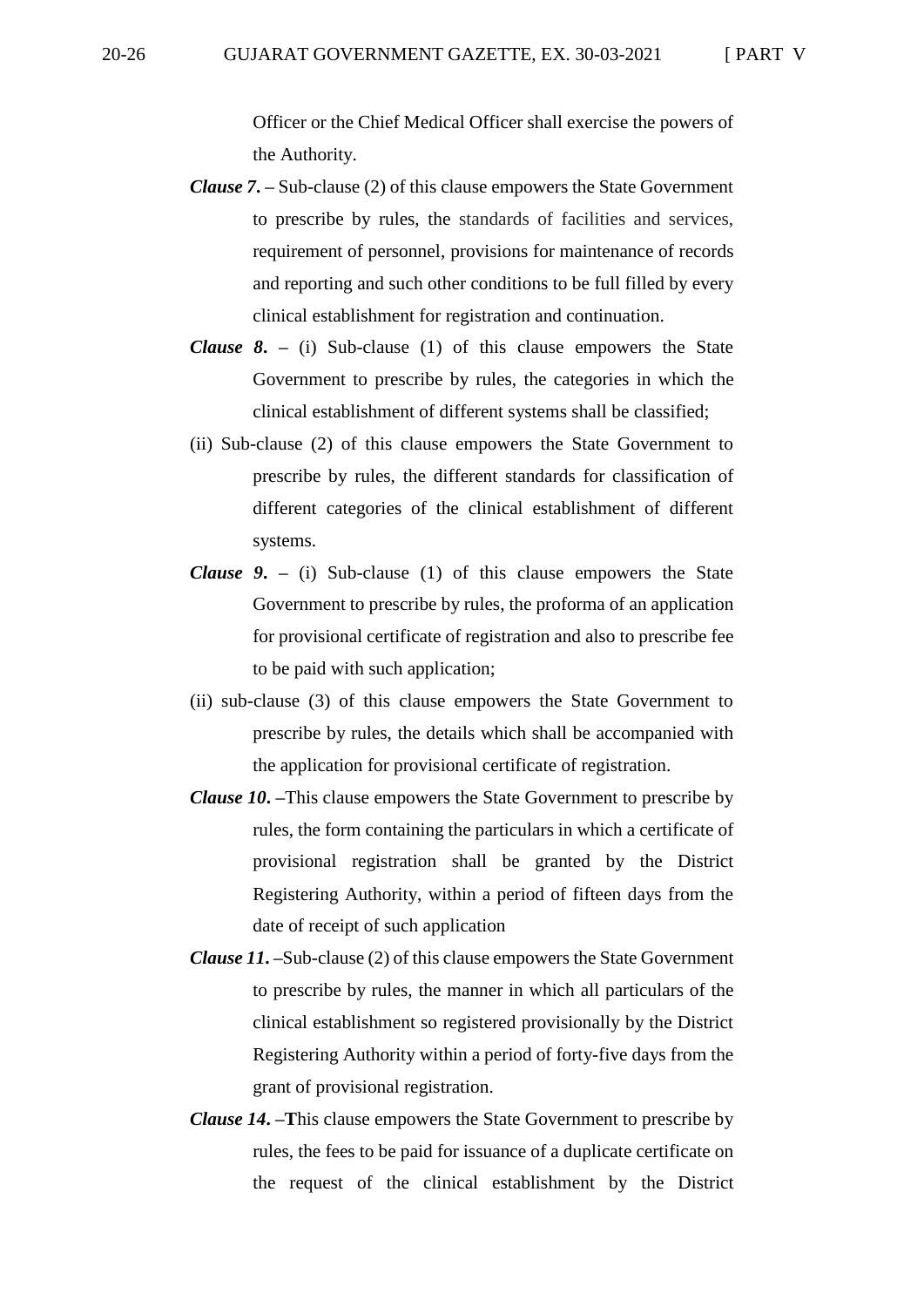Officer or the Chief Medical Officer shall exercise the powers of the Authority.

***Clause 7*.** – Sub-clause (2) of this clause empowers the State Government to prescribe by rules, the standards of facilities and services, requirement of personnel, provisions for maintenance of records and reporting and such other conditions to be full filled by every clinical establishment for registration and continuation.

***Clause 8*.** – (i) Sub-clause (1) of this clause empowers the State Government to prescribe by rules, the categories in which the clinical establishment of different systems shall be classified;

(ii) Sub-clause (2) of this clause empowers the State Government to prescribe by rules, the different standards for classification of different categories of the clinical establishment of different systems.

***Clause 9*.** – (i) Sub-clause (1) of this clause empowers the State Government to prescribe by rules, the proforma of an application for provisional certificate of registration and also to prescribe fee to be paid with such application;

(ii) sub-clause (3) of this clause empowers the State Government to prescribe by rules, the details which shall be accompanied with the application for provisional certificate of registration.

***Clause 10*.** –This clause empowers the State Government to prescribe by rules, the form containing the particulars in which a certificate of provisional registration shall be granted by the District Registering Authority, within a period of fifteen days from the date of receipt of such application

***Clause 11*.** –Sub-clause (2) of this clause empowers the State Government to prescribe by rules, the manner in which all particulars of the clinical establishment so registered provisionally by the District Registering Authority within a period of forty-five days from the grant of provisional registration.

***Clause 14*.** –**T**his clause empowers the State Government to prescribe by rules, the fees to be paid for issuance of a duplicate certificate on the request of the clinical establishment by the District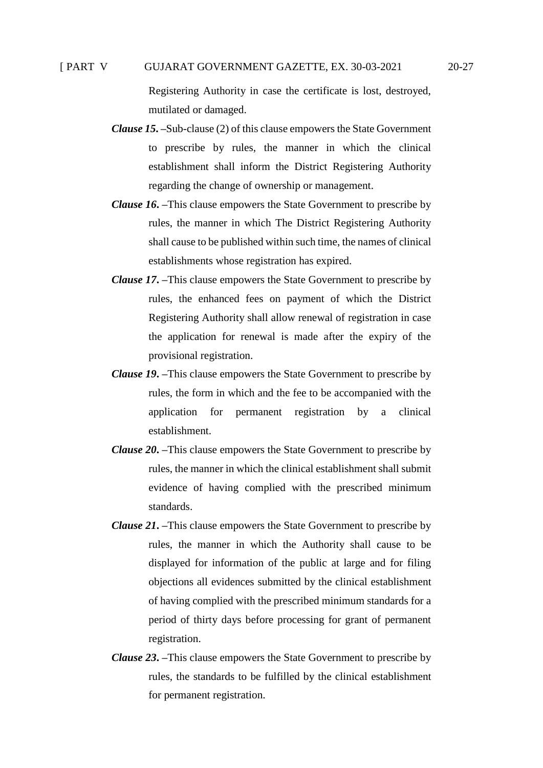Registering Authority in case the certificate is lost, destroyed, mutilated or damaged.

***Clause 15*. –**Sub-clause (2) of this clause empowers the State Government to prescribe by rules, the manner in which the clinical establishment shall inform the District Registering Authority regarding the change of ownership or management.

***Clause 16*. –**This clause empowers the State Government to prescribe by rules, the manner in which The District Registering Authority shall cause to be published within such time, the names of clinical establishments whose registration has expired.

***Clause 17*. –**This clause empowers the State Government to prescribe by rules, the enhanced fees on payment of which the District Registering Authority shall allow renewal of registration in case the application for renewal is made after the expiry of the provisional registration.

***Clause 19*. –**This clause empowers the State Government to prescribe by rules, the form in which and the fee to be accompanied with the application for permanent registration by a clinical establishment.

***Clause 20*. –**This clause empowers the State Government to prescribe by rules, the manner in which the clinical establishment shall submit evidence of having complied with the prescribed minimum standards.

***Clause 21*. –**This clause empowers the State Government to prescribe by rules, the manner in which the Authority shall cause to be displayed for information of the public at large and for filing objections all evidences submitted by the clinical establishment of having complied with the prescribed minimum standards for a period of thirty days before processing for grant of permanent registration.

***Clause 23*. –**This clause empowers the State Government to prescribe by rules, the standards to be fulfilled by the clinical establishment for permanent registration.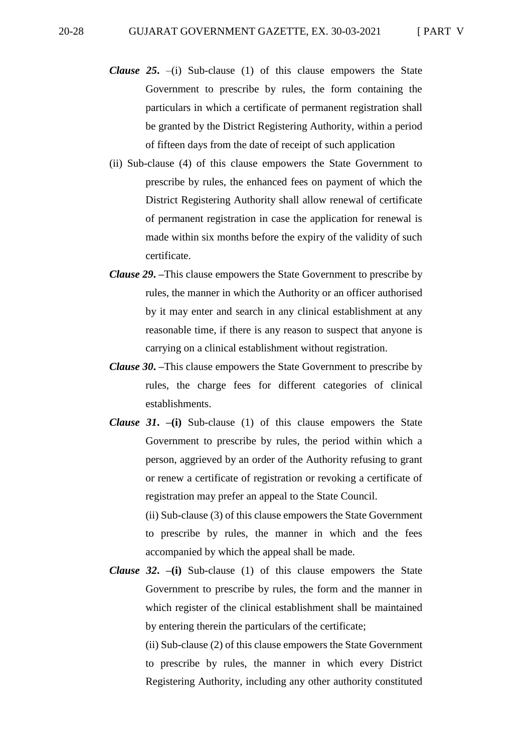***Clause 25***. –(i) Sub-clause (1) of this clause empowers the State Government to prescribe by rules, the form containing the particulars in which a certificate of permanent registration shall be granted by the District Registering Authority, within a period of fifteen days from the date of receipt of such application

(ii) Sub-clause (4) of this clause empowers the State Government to prescribe by rules, the enhanced fees on payment of which the District Registering Authority shall allow renewal of certificate of permanent registration in case the application for renewal is made within six months before the expiry of the validity of such certificate.

***Clause 29***. –This clause empowers the State Government to prescribe by rules, the manner in which the Authority or an officer authorised by it may enter and search in any clinical establishment at any reasonable time, if there is any reason to suspect that anyone is carrying on a clinical establishment without registration.

***Clause 30***. –This clause empowers the State Government to prescribe by rules, the charge fees for different categories of clinical establishments.

***Clause 31***. **–(i)** Sub-clause (1) of this clause empowers the State Government to prescribe by rules, the period within which a person, aggrieved by an order of the Authority refusing to grant or renew a certificate of registration or revoking a certificate of registration may prefer an appeal to the State Council.

(ii) Sub-clause (3) of this clause empowers the State Government to prescribe by rules, the manner in which and the fees accompanied by which the appeal shall be made.

***Clause 32***. **–(i)** Sub-clause (1) of this clause empowers the State Government to prescribe by rules, the form and the manner in which register of the clinical establishment shall be maintained by entering therein the particulars of the certificate;

(ii) Sub-clause (2) of this clause empowers the State Government to prescribe by rules, the manner in which every District Registering Authority, including any other authority constituted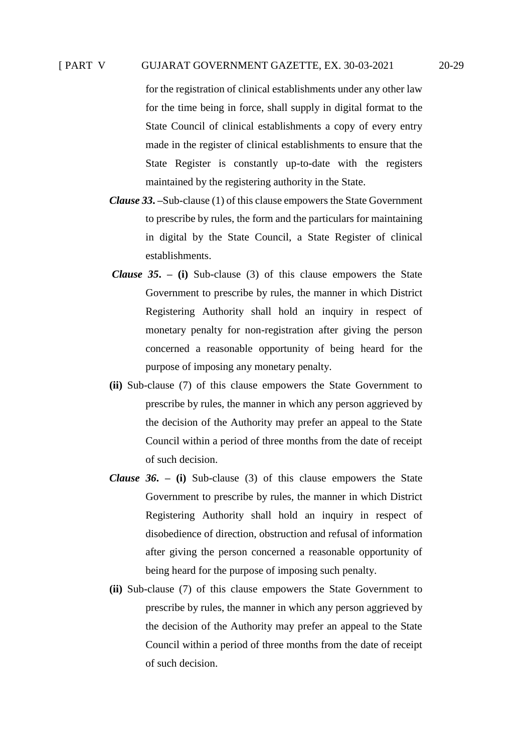for the registration of clinical establishments under any other law for the time being in force, shall supply in digital format to the State Council of clinical establishments a copy of every entry made in the register of clinical establishments to ensure that the State Register is constantly up-to-date with the registers maintained by the registering authority in the State.

***Clause 33.*** –Sub-clause (1) of this clause empowers the State Government to prescribe by rules, the form and the particulars for maintaining in digital by the State Council, a State Register of clinical establishments.

***Clause 35.*** – **(i)** Sub-clause (3) of this clause empowers the State Government to prescribe by rules, the manner in which District Registering Authority shall hold an inquiry in respect of monetary penalty for non-registration after giving the person concerned a reasonable opportunity of being heard for the purpose of imposing any monetary penalty.

**(ii)** Sub-clause (7) of this clause empowers the State Government to prescribe by rules, the manner in which any person aggrieved by the decision of the Authority may prefer an appeal to the State Council within a period of three months from the date of receipt of such decision.

***Clause 36.*** – **(i)** Sub-clause (3) of this clause empowers the State Government to prescribe by rules, the manner in which District Registering Authority shall hold an inquiry in respect of disobedience of direction, obstruction and refusal of information after giving the person concerned a reasonable opportunity of being heard for the purpose of imposing such penalty.

**(ii)** Sub-clause (7) of this clause empowers the State Government to prescribe by rules, the manner in which any person aggrieved by the decision of the Authority may prefer an appeal to the State Council within a period of three months from the date of receipt of such decision.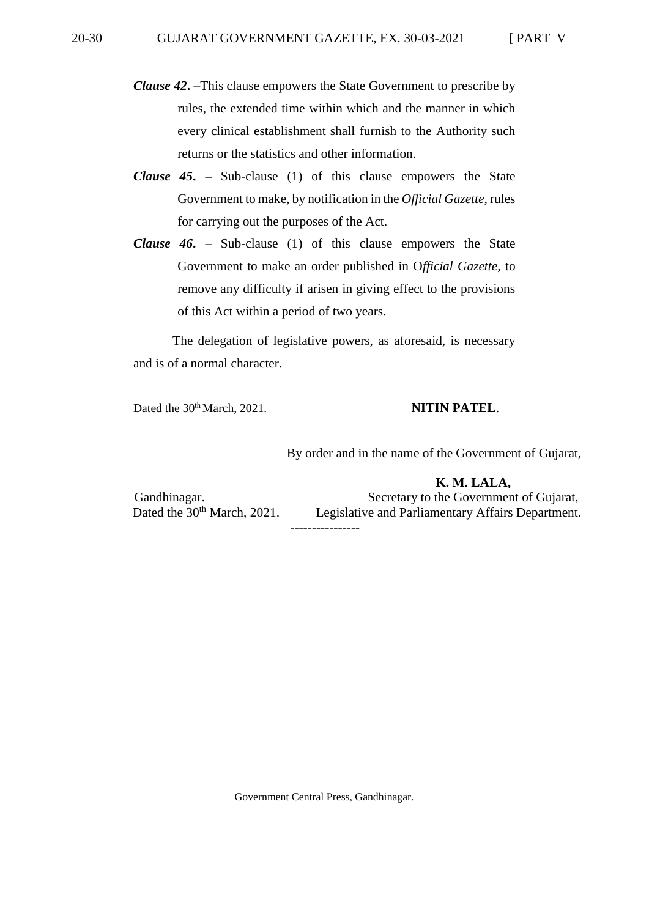***Clause 42*. –**This clause empowers the State Government to prescribe by rules, the extended time within which and the manner in which every clinical establishment shall furnish to the Authority such returns or the statistics and other information.

***Clause 45*. –** Sub-clause (1) of this clause empowers the State Government to make, by notification in the *Official Gazette*, rules for carrying out the purposes of the Act.

***Clause 46*. –** Sub-clause (1) of this clause empowers the State Government to make an order published in O*fficial Gazette,* to remove any difficulty if arisen in giving effect to the provisions of this Act within a period of two years.

The delegation of legislative powers, as aforesaid, is necessary and is of a normal character.

Dated the 30th March, 2021. **NITIN PATEL**.

By order and in the name of the Government of Gujarat,

**K. M. LALA,**
Secretary to the Government of Gujarat,
Legislative and Parliamentary Affairs Department.

Gandhinagar.
Dated the 30th March, 2021.

----------------

Government Central Press, Gandhinagar.